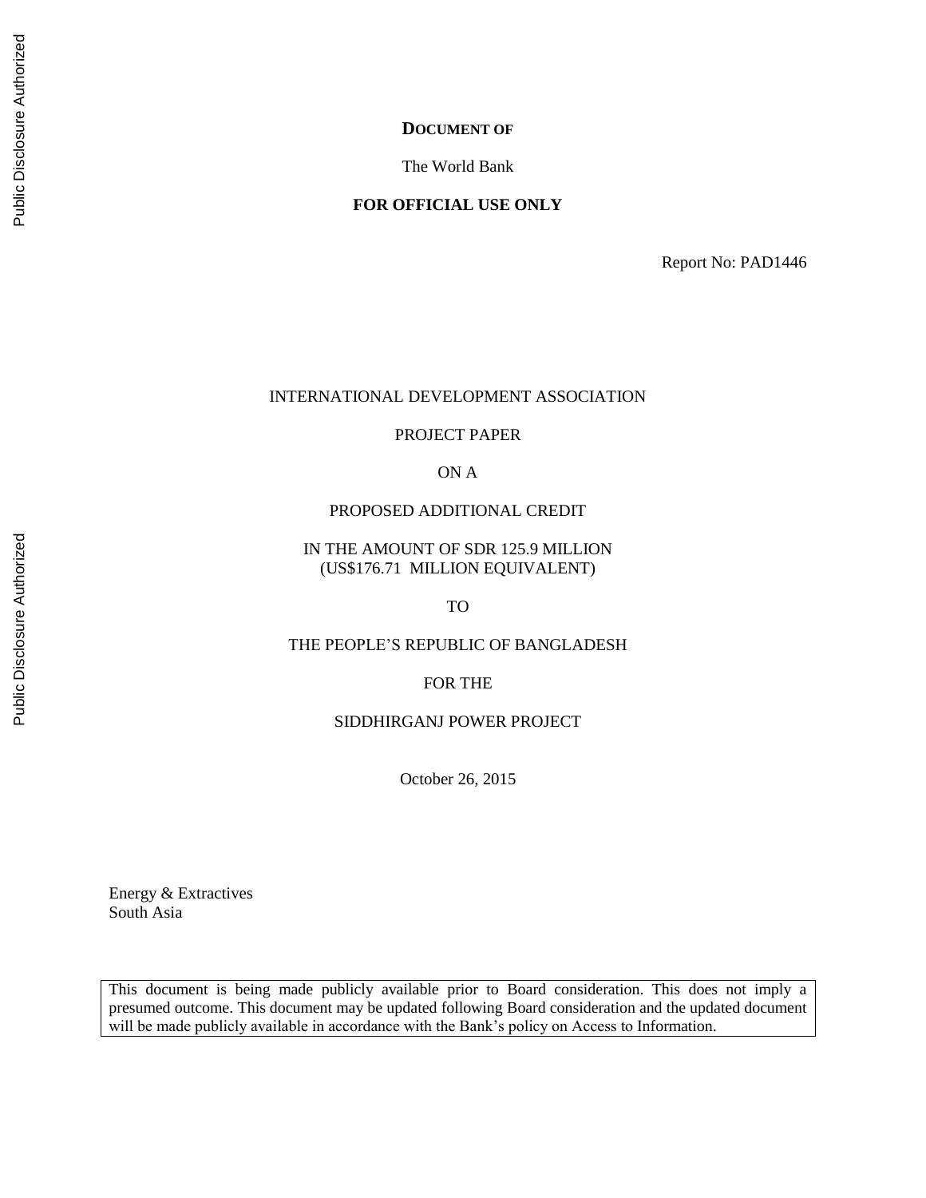**DOCUMENT OF**

The World Bank

**FOR OFFICIAL USE ONLY**

Report No: PAD1446

INTERNATIONAL DEVELOPMENT ASSOCIATION

PROJECT PAPER

ON A

PROPOSED ADDITIONAL CREDIT

IN THE AMOUNT OF SDR 125.9 MILLION
(US$176.71 MILLION EQUIVALENT)

TO

THE PEOPLE'S REPUBLIC OF BANGLADESH

FOR THE

SIDDHIRGANJ POWER PROJECT

October 26, 2015

Energy & Extractives
South Asia

This document is being made publicly available prior to Board consideration. This does not imply a presumed outcome. This document may be updated following Board consideration and the updated document will be made publicly available in accordance with the Bank's policy on Access to Information.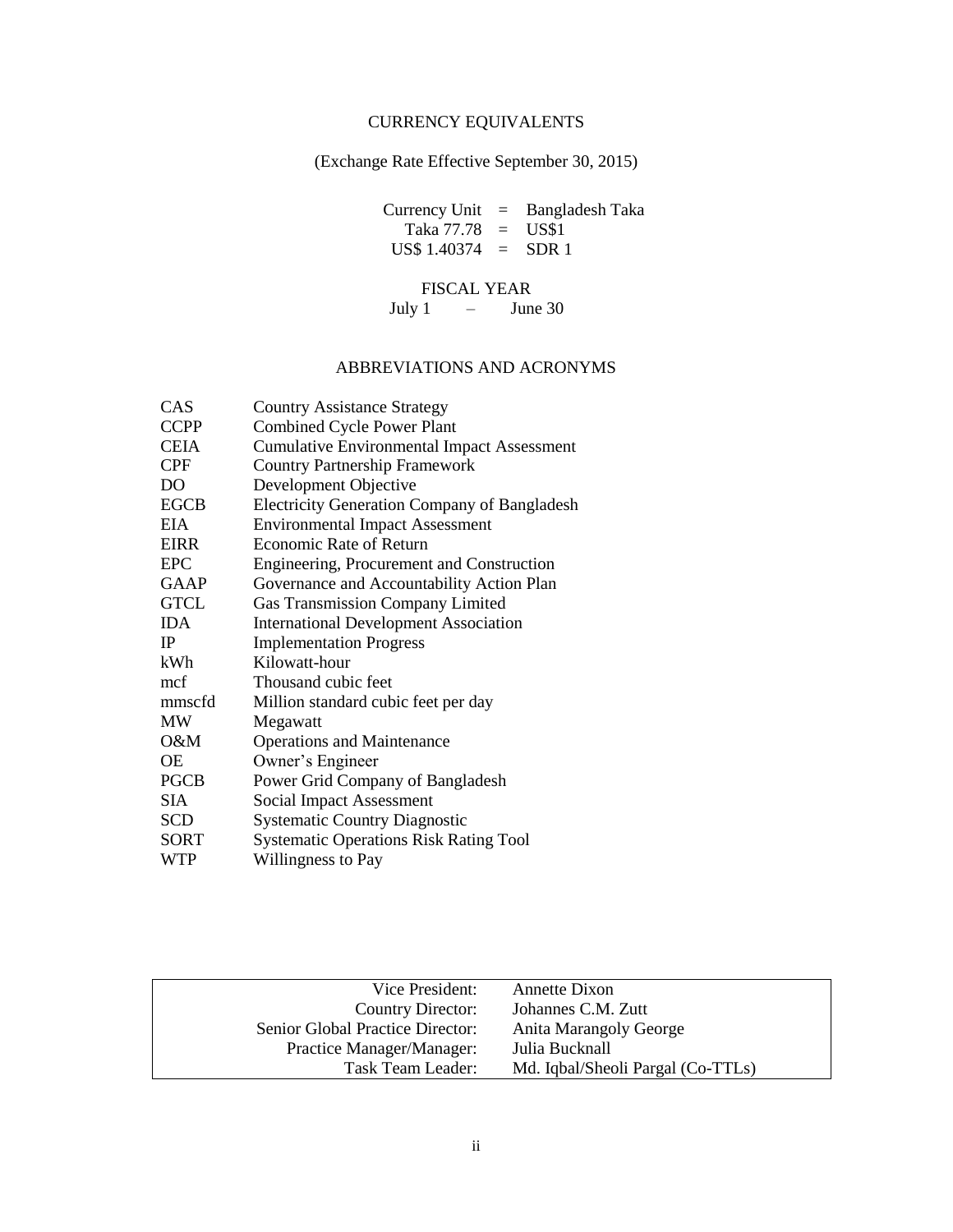## CURRENCY EQUIVALENTS

(Exchange Rate Effective September 30, 2015)

| | | |
|---|---|---|
| Currency Unit | = | Bangladesh Taka |
| Taka 77.78 | = | US$1 |
| US$ 1.40374 | = | SDR 1 |

## FISCAL YEAR

July 1 – June 30

## ABBREVIATIONS AND ACRONYMS

| | |
|---|---|
| CAS | Country Assistance Strategy |
| CCPP | Combined Cycle Power Plant |
| CEIA | Cumulative Environmental Impact Assessment |
| CPF | Country Partnership Framework |
| DO | Development Objective |
| EGCB | Electricity Generation Company of Bangladesh |
| EIA | Environmental Impact Assessment |
| EIRR | Economic Rate of Return |
| EPC | Engineering, Procurement and Construction |
| GAAP | Governance and Accountability Action Plan |
| GTCL | Gas Transmission Company Limited |
| IDA | International Development Association |
| IP | Implementation Progress |
| kWh | Kilowatt-hour |
| mcf | Thousand cubic feet |
| mmscfd | Million standard cubic feet per day |
| MW | Megawatt |
| O&M | Operations and Maintenance |
| OE | Owner's Engineer |
| PGCB | Power Grid Company of Bangladesh |
| SIA | Social Impact Assessment |
| SCD | Systematic Country Diagnostic |
| SORT | Systematic Operations Risk Rating Tool |
| WTP | Willingness to Pay |

| | |
|---|---|
| Vice President: | Annette Dixon |
| Country Director: | Johannes C.M. Zutt |
| Senior Global Practice Director: | Anita Marangoly George |
| Practice Manager/Manager: | Julia Bucknall |
| Task Team Leader: | Md. Iqbal/Sheoli Pargal (Co-TTLs) |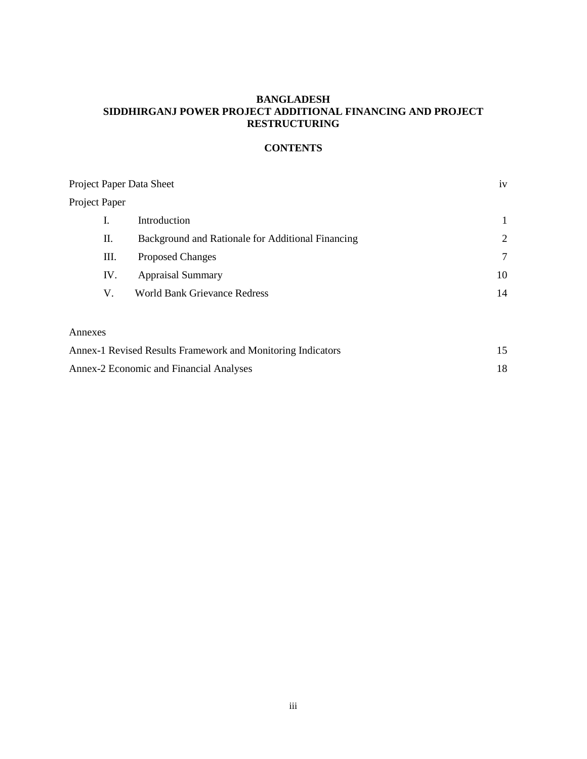**BANGLADESH**
**SIDDHIRGANJ POWER PROJECT ADDITIONAL FINANCING AND PROJECT RESTRUCTURING**

**CONTENTS**

| | | |
|---|---|---|
| Project Paper Data Sheet | | iv |
| Project Paper | | |
| I. | Introduction | 1 |
| II. | Background and Rationale for Additional Financing | 2 |
| III. | Proposed Changes | 7 |
| IV. | Appraisal Summary | 10 |
| V. | World Bank Grievance Redress | 14 |

Annexes

| | |
|---|---|
| Annex-1 Revised Results Framework and Monitoring Indicators | 15 |
| Annex-2 Economic and Financial Analyses | 18 |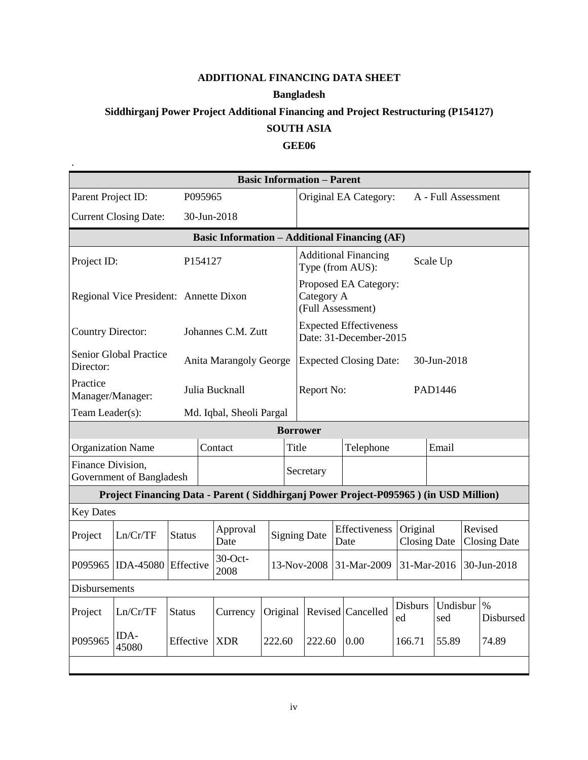**ADDITIONAL FINANCING DATA SHEET**

**Bangladesh**

**Siddhirganj Power Project Additional Financing and Project Restructuring (P154127)**

**SOUTH ASIA**

**GEE06**

.

| **Basic Information – Parent** | | | |
|---|---|---|---|
| Parent Project ID: | P095965 | Original EA Category: | A - Full Assessment |
| Current Closing Date: | 30-Jun-2018 | | |

| **Basic Information – Additional Financing (AF)** | | | |
|---|---|---|---|
| Project ID: | P154127 | Additional Financing Type (from AUS): | Scale Up |
| Regional Vice President: | Annette Dixon | Proposed EA Category: Category A (Full Assessment) | |
| Country Director: | Johannes C.M. Zutt | Expected Effectiveness Date: 31-December-2015 | |
| Senior Global Practice Director: | Anita Marangoly George | Expected Closing Date: | 30-Jun-2018 |
| Practice Manager/Manager: | Julia Bucknall | Report No: | PAD1446 |
| Team Leader(s): | Md. Iqbal, Sheoli Pargal | | |

| **Borrower** | | | | |
|---|---|---|---|---|
| Organization Name | Contact | Title | Telephone | Email |
| Finance Division, Government of Bangladesh | | Secretary | | |

**Project Financing Data - Parent ( Siddhirganj Power Project-P095965 ) (in USD Million)**

Key Dates

| Project | Ln/Cr/TF | Status | Approval Date | Signing Date | Effectiveness Date | Original Closing Date | Revised Closing Date |
|---|---|---|---|---|---|---|---|
| P095965 | IDA-45080 | Effective | 30-Oct-2008 | 13-Nov-2008 | 31-Mar-2009 | 31-Mar-2016 | 30-Jun-2018 |

Disbursements

| Project | Ln/Cr/TF | Status | Currency | Original | Revised | Cancelled | Disbursed | Undisbursed | % Disbursed |
|---|---|---|---|---|---|---|---|---|---|
| P095965 | IDA-45080 | Effective | XDR | 222.60 | 222.60 | 0.00 | 166.71 | 55.89 | 74.89 |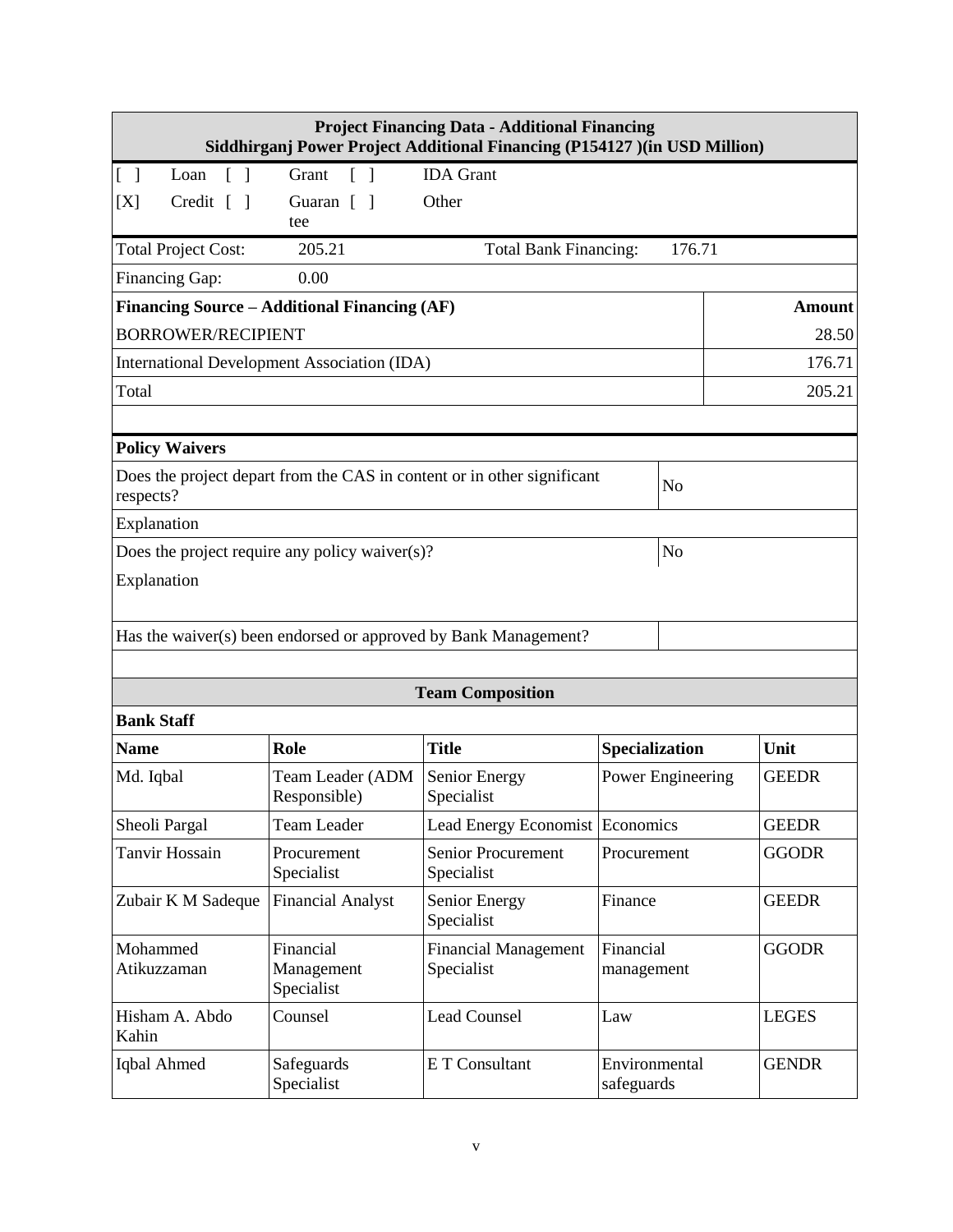| **Project Financing Data - Additional Financing Siddhirganj Power Project Additional Financing (P154127 )(in USD Million)** | | | | | |
|---|---|---|---|---|---|
| [ ] | Loan | [ ] | Grant | [ ] | IDA Grant |
| [X] | Credit | [ ] | Guarantee | [ ] | Other |

| | | | |
|---|---|---|---|
| Total Project Cost: | 205.21 | Total Bank Financing: | 176.71 |
| Financing Gap: | 0.00 | | |

| **Financing Source – Additional Financing (AF)** | **Amount** |
|---|---|
| BORROWER/RECIPIENT | 28.50 |
| International Development Association (IDA) | 176.71 |
| Total | 205.21 |

| **Policy Waivers** | |
|---|---|
| Does the project depart from the CAS in content or in other significant respects? | No |
| Explanation | |
| Does the project require any policy waiver(s)? | No |
| Explanation | |
| Has the waiver(s) been endorsed or approved by Bank Management? | |

**Team Composition**

**Bank Staff**

| **Name** | **Role** | **Title** | **Specialization** | **Unit** |
|---|---|---|---|---|
| Md. Iqbal | Team Leader (ADM Responsible) | Senior Energy Specialist | Power Engineering | GEEDR |
| Sheoli Pargal | Team Leader | Lead Energy Economist | Economics | GEEDR |
| Tanvir Hossain | Procurement Specialist | Senior Procurement Specialist | Procurement | GGODR |
| Zubair K M Sadeque | Financial Analyst | Senior Energy Specialist | Finance | GEEDR |
| Mohammed Atikuzzaman | Financial Management Specialist | Financial Management Specialist | Financial management | GGODR |
| Hisham A. Abdo Kahin | Counsel | Lead Counsel | Law | LEGES |
| Iqbal Ahmed | Safeguards Specialist | E T Consultant | Environmental safeguards | GENDR |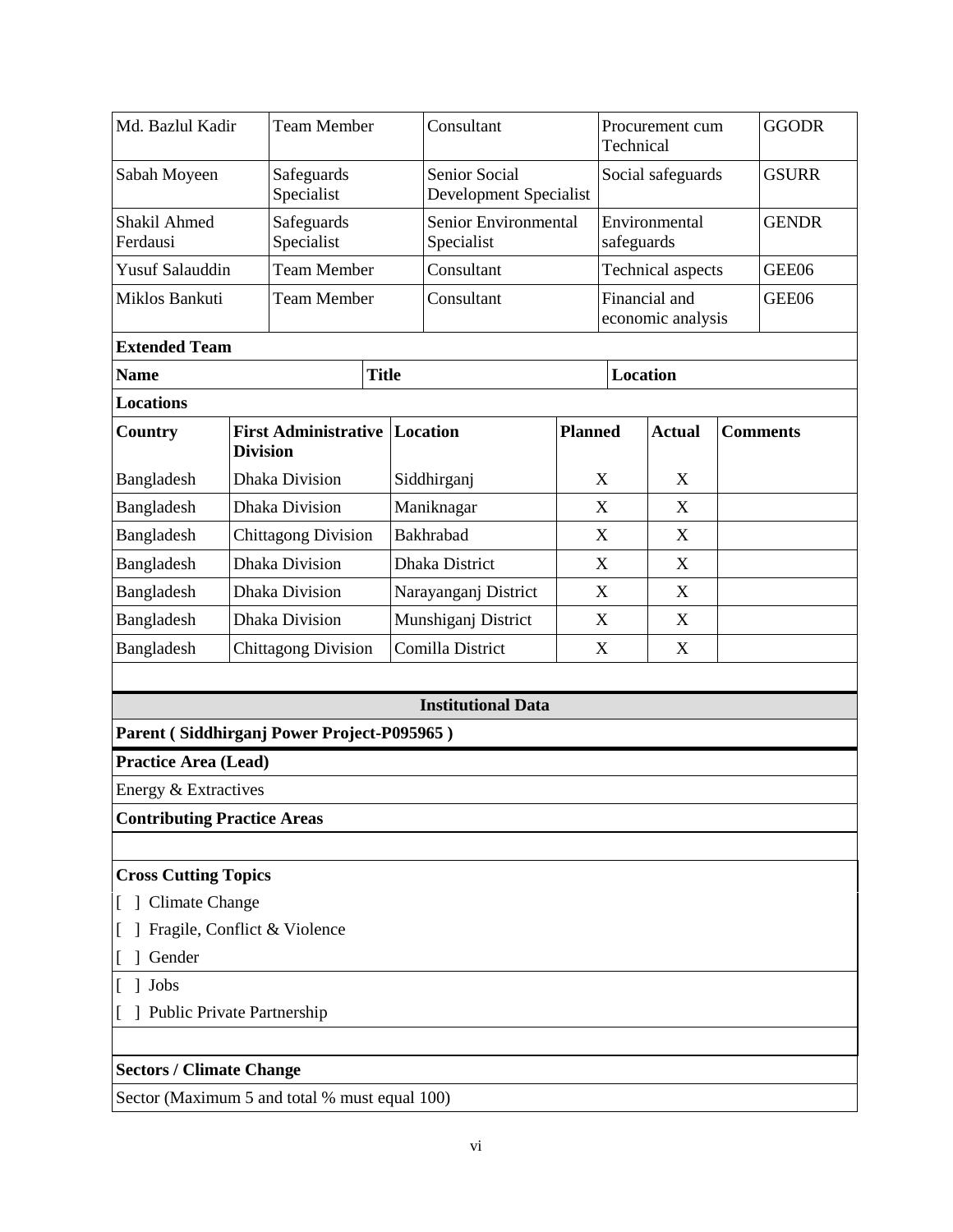| | | | | |
|---|---|---|---|---|
| Md. Bazlul Kadir | Team Member | Consultant | Procurement cum Technical | GGODR |
| Sabah Moyeen | Safeguards Specialist | Senior Social Development Specialist | Social safeguards | GSURR |
| Shakil Ahmed Ferdausi | Safeguards Specialist | Senior Environmental Specialist | Environmental safeguards | GENDR |
| Yusuf Salauddin | Team Member | Consultant | Technical aspects | GEE06 |
| Miklos Bankuti | Team Member | Consultant | Financial and economic analysis | GEE06 |

**Extended Team**

| Name | Title | Location |
|---|---|---|

**Locations**

| Country | First Administrative Division | Location | Planned | Actual | Comments |
|---|---|---|---|---|---|
| Bangladesh | Dhaka Division | Siddhirganj | X | X | |
| Bangladesh | Dhaka Division | Maniknagar | X | X | |
| Bangladesh | Chittagong Division | Bakhrabad | X | X | |
| Bangladesh | Dhaka Division | Dhaka District | X | X | |
| Bangladesh | Dhaka Division | Narayanganj District | X | X | |
| Bangladesh | Dhaka Division | Munshiganj District | X | X | |
| Bangladesh | Chittagong Division | Comilla District | X | X | |

**Institutional Data**

**Parent ( Siddhirganj Power Project-P095965 )**

**Practice Area (Lead)**

Energy & Extractives

**Contributing Practice Areas**

**Cross Cutting Topics**

[ ] Climate Change

[ ] Fragile, Conflict & Violence

[ ] Gender

[ ] Jobs

[ ] Public Private Partnership

**Sectors / Climate Change**

Sector (Maximum 5 and total % must equal 100)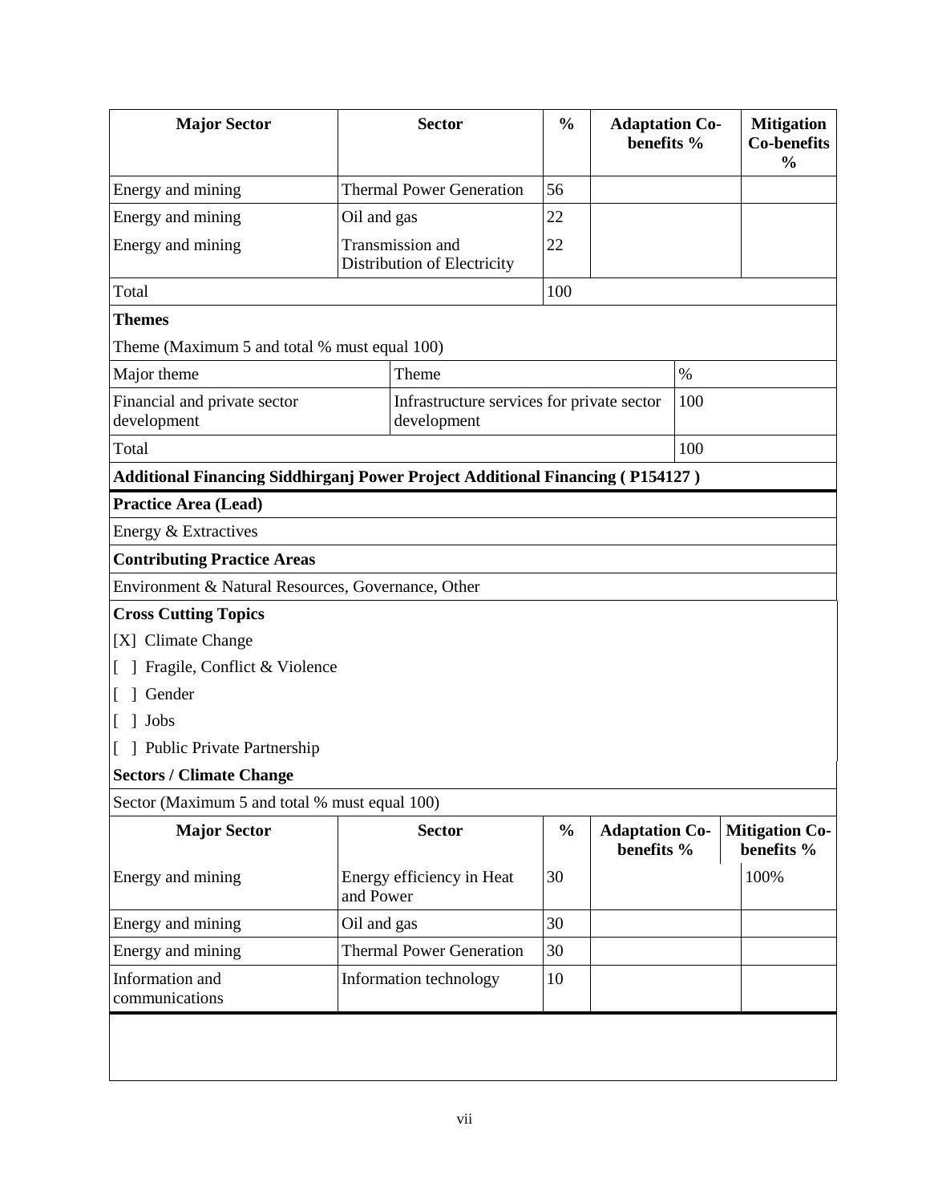| Major Sector | Sector | % | Adaptation Co-benefits % | Mitigation Co-benefits % |
| --- | --- | --- | --- | --- |
| Energy and mining | Thermal Power Generation | 56 | | |
| Energy and mining | Oil and gas | 22 | | |
| Energy and mining | Transmission and Distribution of Electricity | 22 | | |
| Total | | 100 | | |

**Themes**

Theme (Maximum 5 and total % must equal 100)

| Major theme | Theme | % |
| --- | --- | --- |
| Financial and private sector development | Infrastructure services for private sector development | 100 |
| Total | | 100 |

**Additional Financing Siddhirganj Power Project Additional Financing ( P154127 )**

**Practice Area (Lead)**

Energy & Extractives

**Contributing Practice Areas**

Environment & Natural Resources, Governance, Other

**Cross Cutting Topics**

[X] Climate Change

[ ] Fragile, Conflict & Violence

[ ] Gender

[ ] Jobs

[ ] Public Private Partnership

**Sectors / Climate Change**

Sector (Maximum 5 and total % must equal 100)

| Major Sector | Sector | % | Adaptation Co-benefits % | Mitigation Co-benefits % |
| --- | --- | --- | --- | --- |
| Energy and mining | Energy efficiency in Heat and Power | 30 | | 100% |
| Energy and mining | Oil and gas | 30 | | |
| Energy and mining | Thermal Power Generation | 30 | | |
| Information and communications | Information technology | 10 | | |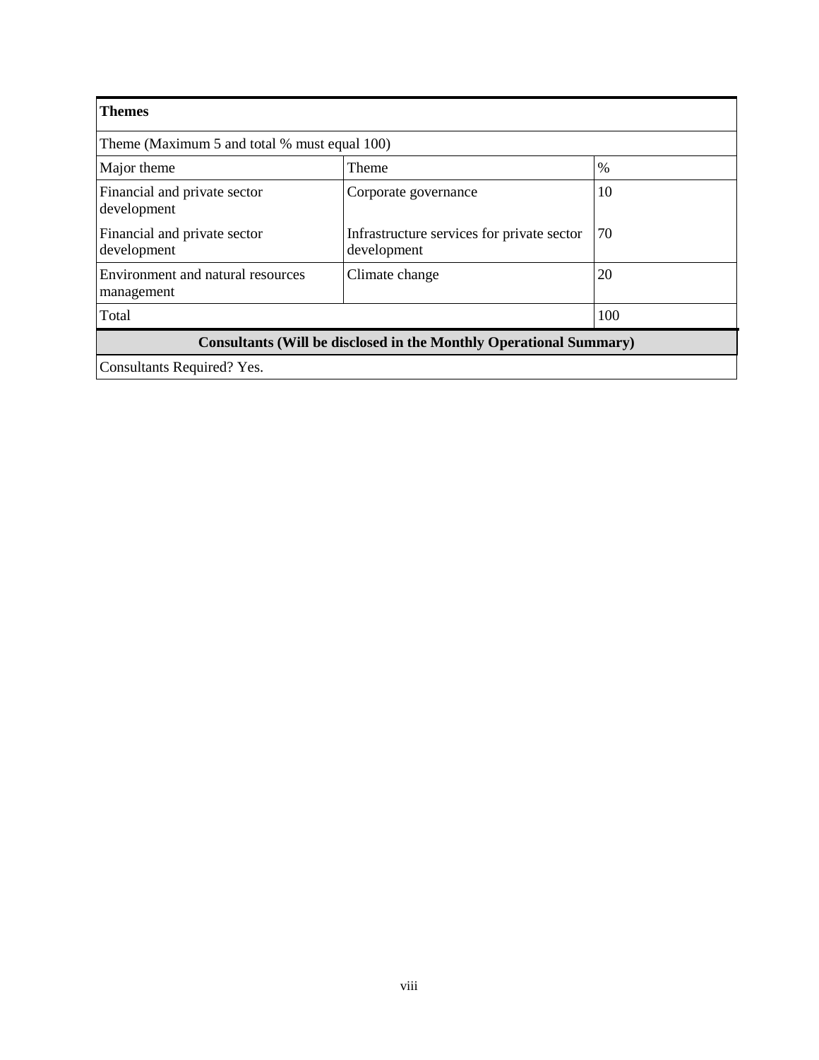| **Themes** | | |
|---|---|---|
| Theme (Maximum 5 and total % must equal 100) | | |
| Major theme | Theme | % |
| Financial and private sector development | Corporate governance | 10 |
| Financial and private sector development | Infrastructure services for private sector development | 70 |
| Environment and natural resources management | Climate change | 20 |
| Total | | 100 |

| **Consultants (Will be disclosed in the Monthly Operational Summary)** |
|---|
| Consultants Required? Yes. |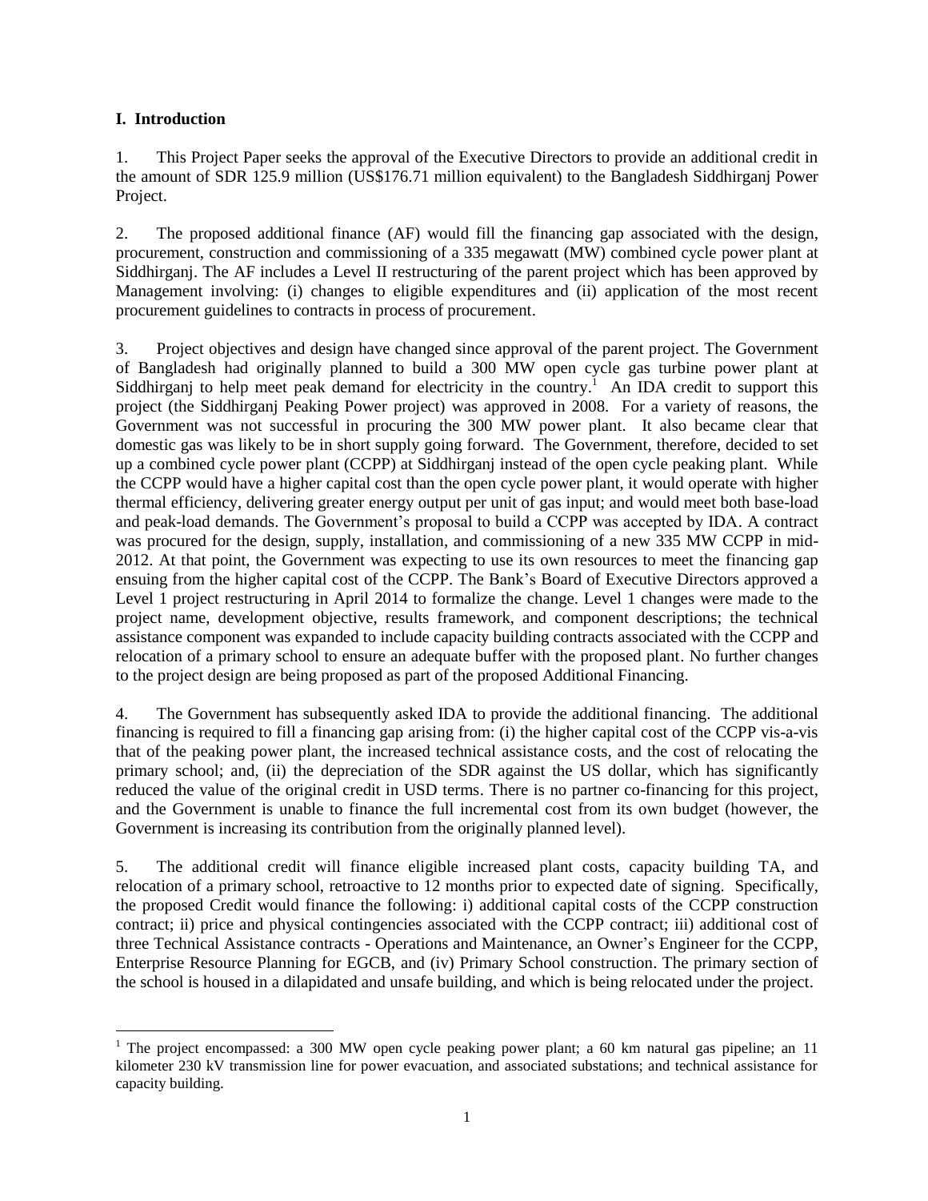## I. Introduction

1. This Project Paper seeks the approval of the Executive Directors to provide an additional credit in the amount of SDR 125.9 million (US$176.71 million equivalent) to the Bangladesh Siddhirganj Power Project.

2. The proposed additional finance (AF) would fill the financing gap associated with the design, procurement, construction and commissioning of a 335 megawatt (MW) combined cycle power plant at Siddhirganj. The AF includes a Level II restructuring of the parent project which has been approved by Management involving: (i) changes to eligible expenditures and (ii) application of the most recent procurement guidelines to contracts in process of procurement.

3. Project objectives and design have changed since approval of the parent project. The Government of Bangladesh had originally planned to build a 300 MW open cycle gas turbine power plant at Siddhirganj to help meet peak demand for electricity in the country.[1] An IDA credit to support this project (the Siddhirganj Peaking Power project) was approved in 2008. For a variety of reasons, the Government was not successful in procuring the 300 MW power plant. It also became clear that domestic gas was likely to be in short supply going forward. The Government, therefore, decided to set up a combined cycle power plant (CCPP) at Siddhirganj instead of the open cycle peaking plant. While the CCPP would have a higher capital cost than the open cycle power plant, it would operate with higher thermal efficiency, delivering greater energy output per unit of gas input; and would meet both base-load and peak-load demands. The Government's proposal to build a CCPP was accepted by IDA. A contract was procured for the design, supply, installation, and commissioning of a new 335 MW CCPP in mid-2012. At that point, the Government was expecting to use its own resources to meet the financing gap ensuing from the higher capital cost of the CCPP. The Bank's Board of Executive Directors approved a Level 1 project restructuring in April 2014 to formalize the change. Level 1 changes were made to the project name, development objective, results framework, and component descriptions; the technical assistance component was expanded to include capacity building contracts associated with the CCPP and relocation of a primary school to ensure an adequate buffer with the proposed plant. No further changes to the project design are being proposed as part of the proposed Additional Financing.

4. The Government has subsequently asked IDA to provide the additional financing. The additional financing is required to fill a financing gap arising from: (i) the higher capital cost of the CCPP vis-a-vis that of the peaking power plant, the increased technical assistance costs, and the cost of relocating the primary school; and, (ii) the depreciation of the SDR against the US dollar, which has significantly reduced the value of the original credit in USD terms. There is no partner co-financing for this project, and the Government is unable to finance the full incremental cost from its own budget (however, the Government is increasing its contribution from the originally planned level).

5. The additional credit will finance eligible increased plant costs, capacity building TA, and relocation of a primary school, retroactive to 12 months prior to expected date of signing. Specifically, the proposed Credit would finance the following: i) additional capital costs of the CCPP construction contract; ii) price and physical contingencies associated with the CCPP contract; iii) additional cost of three Technical Assistance contracts - Operations and Maintenance, an Owner's Engineer for the CCPP, Enterprise Resource Planning for EGCB, and (iv) Primary School construction. The primary section of the school is housed in a dilapidated and unsafe building, and which is being relocated under the project.

[1] The project encompassed: a 300 MW open cycle peaking power plant; a 60 km natural gas pipeline; an 11 kilometer 230 kV transmission line for power evacuation, and associated substations; and technical assistance for capacity building.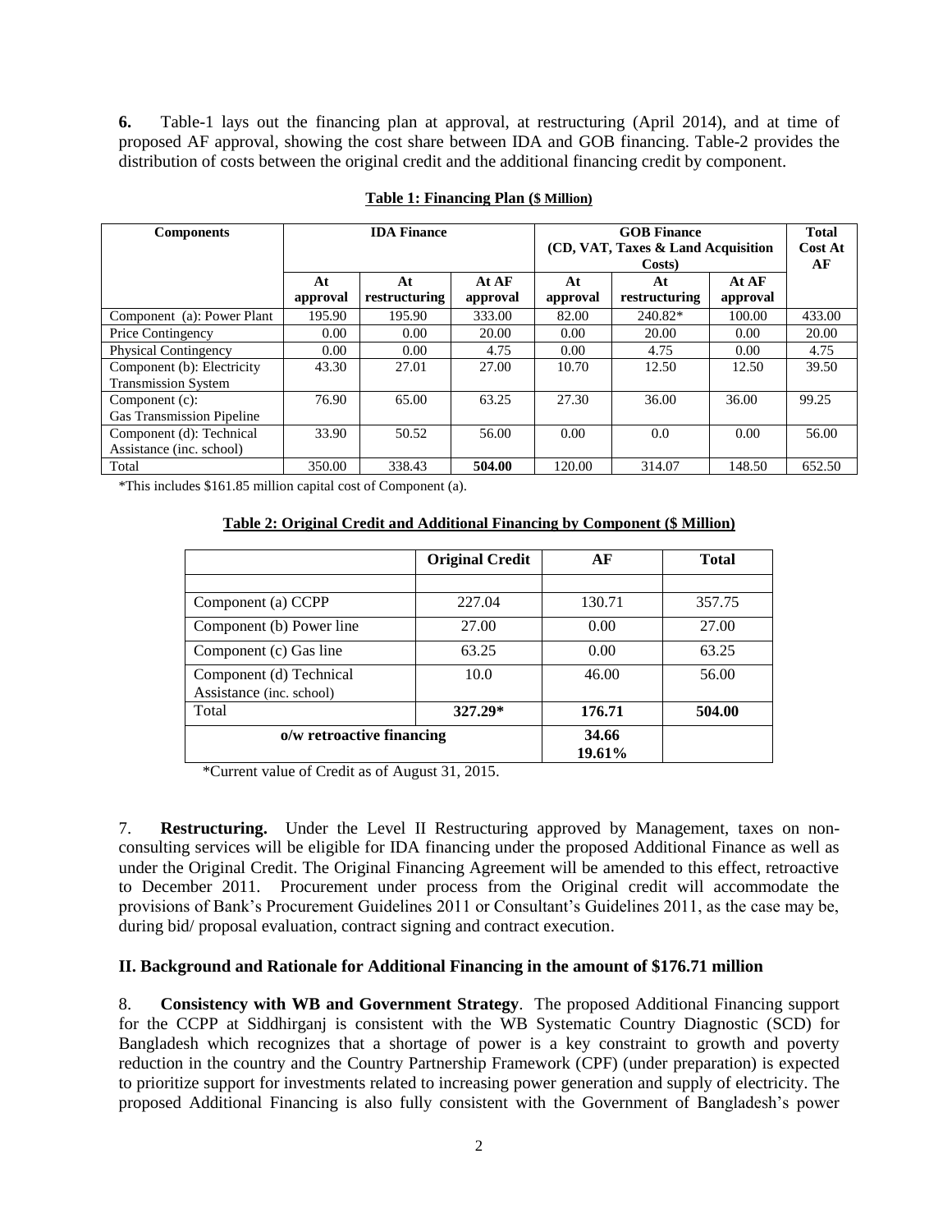**6.** Table-1 lays out the financing plan at approval, at restructuring (April 2014), and at time of proposed AF approval, showing the cost share between IDA and GOB financing. Table-2 provides the distribution of costs between the original credit and the additional financing credit by component.

**Table 1: Financing Plan ($ Million)**

| Components | IDA Finance | | | GOB Finance (CD, VAT, Taxes & Land Acquisition Costs) | | | Total Cost At AF |
|---|---|---|---|---|---|---|---|
| | At approval | At restructuring | At AF approval | At approval | At restructuring | At AF approval | |
| Component (a): Power Plant | 195.90 | 195.90 | 333.00 | 82.00 | 240.82* | 100.00 | 433.00 |
| Price Contingency | 0.00 | 0.00 | 20.00 | 0.00 | 20.00 | 0.00 | 20.00 |
| Physical Contingency | 0.00 | 0.00 | 4.75 | 0.00 | 4.75 | 0.00 | 4.75 |
| Component (b): Electricity Transmission System | 43.30 | 27.01 | 27.00 | 10.70 | 12.50 | 12.50 | 39.50 |
| Component (c): Gas Transmission Pipeline | 76.90 | 65.00 | 63.25 | 27.30 | 36.00 | 36.00 | 99.25 |
| Component (d): Technical Assistance (inc. school) | 33.90 | 50.52 | 56.00 | 0.00 | 0.0 | 0.00 | 56.00 |
| Total | 350.00 | 338.43 | **504.00** | 120.00 | 314.07 | 148.50 | 652.50 |

*This includes $161.85 million capital cost of Component (a).

**Table 2: Original Credit and Additional Financing by Component ($ Million)**

| | Original Credit | AF | Total |
|---|---|---|---|
| | | | |
| Component (a) CCPP | 227.04 | 130.71 | 357.75 |
| Component (b) Power line | 27.00 | 0.00 | 27.00 |
| Component (c) Gas line | 63.25 | 0.00 | 63.25 |
| Component (d) Technical Assistance (inc. school) | 10.0 | 46.00 | 56.00 |
| Total | **327.29*** | **176.71** | **504.00** |
| **o/w retroactive financing** | | **34.66 19.61%** | |

*Current value of Credit as of August 31, 2015.

7. **Restructuring.** Under the Level II Restructuring approved by Management, taxes on non-consulting services will be eligible for IDA financing under the proposed Additional Finance as well as under the Original Credit. The Original Financing Agreement will be amended to this effect, retroactive to December 2011. Procurement under process from the Original credit will accommodate the provisions of Bank's Procurement Guidelines 2011 or Consultant's Guidelines 2011, as the case may be, during bid/ proposal evaluation, contract signing and contract execution.

### II. Background and Rationale for Additional Financing in the amount of $176.71 million

8. **Consistency with WB and Government Strategy**. The proposed Additional Financing support for the CCPP at Siddhirganj is consistent with the WB Systematic Country Diagnostic (SCD) for Bangladesh which recognizes that a shortage of power is a key constraint to growth and poverty reduction in the country and the Country Partnership Framework (CPF) (under preparation) is expected to prioritize support for investments related to increasing power generation and supply of electricity. The proposed Additional Financing is also fully consistent with the Government of Bangladesh's power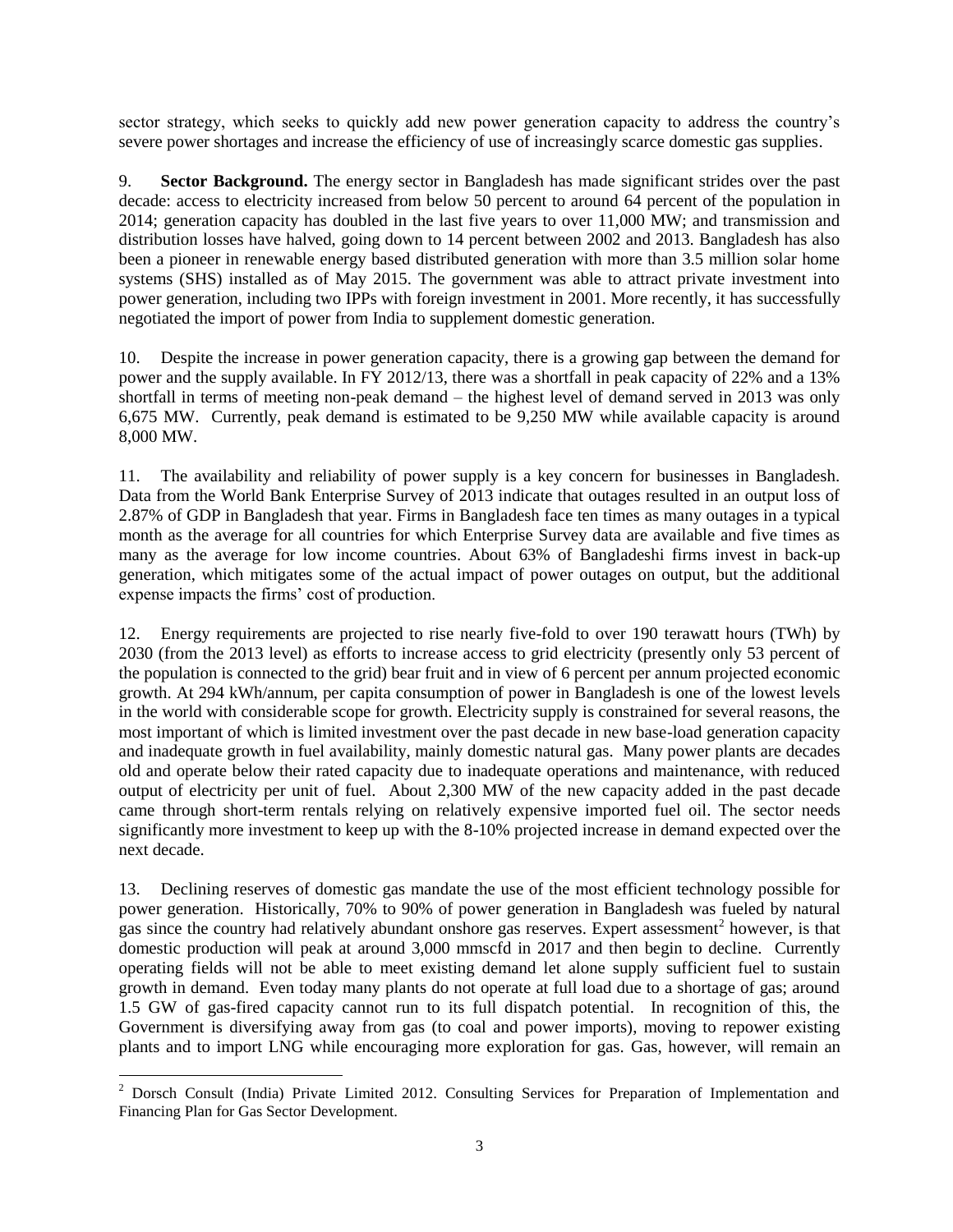sector strategy, which seeks to quickly add new power generation capacity to address the country's severe power shortages and increase the efficiency of use of increasingly scarce domestic gas supplies.

9. **Sector Background.** The energy sector in Bangladesh has made significant strides over the past decade: access to electricity increased from below 50 percent to around 64 percent of the population in 2014; generation capacity has doubled in the last five years to over 11,000 MW; and transmission and distribution losses have halved, going down to 14 percent between 2002 and 2013. Bangladesh has also been a pioneer in renewable energy based distributed generation with more than 3.5 million solar home systems (SHS) installed as of May 2015. The government was able to attract private investment into power generation, including two IPPs with foreign investment in 2001. More recently, it has successfully negotiated the import of power from India to supplement domestic generation.

10. Despite the increase in power generation capacity, there is a growing gap between the demand for power and the supply available. In FY 2012/13, there was a shortfall in peak capacity of 22% and a 13% shortfall in terms of meeting non-peak demand – the highest level of demand served in 2013 was only 6,675 MW. Currently, peak demand is estimated to be 9,250 MW while available capacity is around 8,000 MW.

11. The availability and reliability of power supply is a key concern for businesses in Bangladesh. Data from the World Bank Enterprise Survey of 2013 indicate that outages resulted in an output loss of 2.87% of GDP in Bangladesh that year. Firms in Bangladesh face ten times as many outages in a typical month as the average for all countries for which Enterprise Survey data are available and five times as many as the average for low income countries. About 63% of Bangladeshi firms invest in back-up generation, which mitigates some of the actual impact of power outages on output, but the additional expense impacts the firms' cost of production.

12. Energy requirements are projected to rise nearly five-fold to over 190 terawatt hours (TWh) by 2030 (from the 2013 level) as efforts to increase access to grid electricity (presently only 53 percent of the population is connected to the grid) bear fruit and in view of 6 percent per annum projected economic growth. At 294 kWh/annum, per capita consumption of power in Bangladesh is one of the lowest levels in the world with considerable scope for growth. Electricity supply is constrained for several reasons, the most important of which is limited investment over the past decade in new base-load generation capacity and inadequate growth in fuel availability, mainly domestic natural gas. Many power plants are decades old and operate below their rated capacity due to inadequate operations and maintenance, with reduced output of electricity per unit of fuel. About 2,300 MW of the new capacity added in the past decade came through short-term rentals relying on relatively expensive imported fuel oil. The sector needs significantly more investment to keep up with the 8-10% projected increase in demand expected over the next decade.

13. Declining reserves of domestic gas mandate the use of the most efficient technology possible for power generation. Historically, 70% to 90% of power generation in Bangladesh was fueled by natural gas since the country had relatively abundant onshore gas reserves. Expert assessment[2] however, is that domestic production will peak at around 3,000 mmscfd in 2017 and then begin to decline. Currently operating fields will not be able to meet existing demand let alone supply sufficient fuel to sustain growth in demand. Even today many plants do not operate at full load due to a shortage of gas; around 1.5 GW of gas-fired capacity cannot run to its full dispatch potential. In recognition of this, the Government is diversifying away from gas (to coal and power imports), moving to repower existing plants and to import LNG while encouraging more exploration for gas. Gas, however, will remain an

[2] Dorsch Consult (India) Private Limited 2012. Consulting Services for Preparation of Implementation and Financing Plan for Gas Sector Development.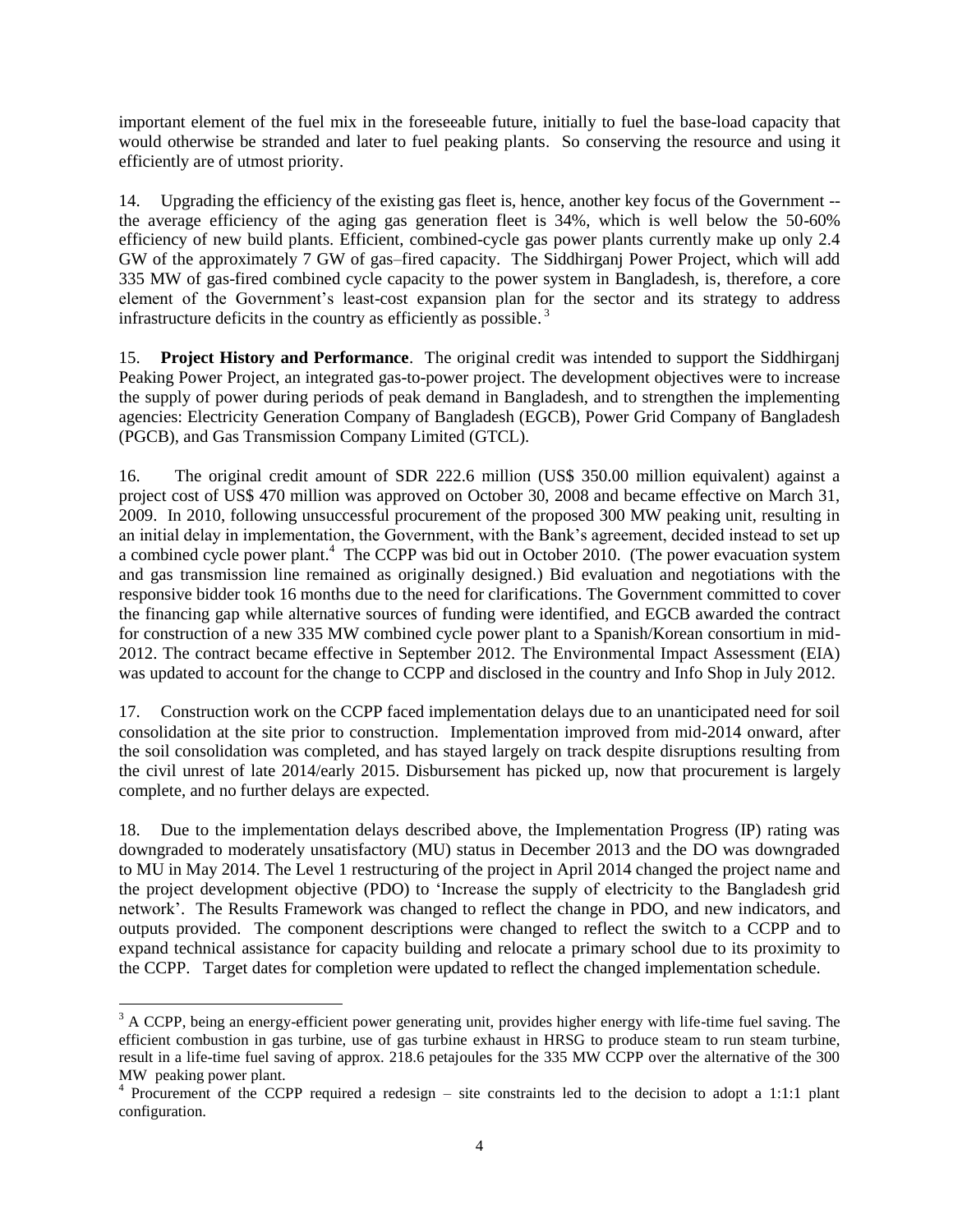important element of the fuel mix in the foreseeable future, initially to fuel the base-load capacity that would otherwise be stranded and later to fuel peaking plants. So conserving the resource and using it efficiently are of utmost priority.

14. Upgrading the efficiency of the existing gas fleet is, hence, another key focus of the Government -- the average efficiency of the aging gas generation fleet is 34%, which is well below the 50-60% efficiency of new build plants. Efficient, combined-cycle gas power plants currently make up only 2.4 GW of the approximately 7 GW of gas–fired capacity. The Siddhirganj Power Project, which will add 335 MW of gas-fired combined cycle capacity to the power system in Bangladesh, is, therefore, a core element of the Government's least-cost expansion plan for the sector and its strategy to address infrastructure deficits in the country as efficiently as possible.[3]

15. **Project History and Performance**. The original credit was intended to support the Siddhirganj Peaking Power Project, an integrated gas-to-power project. The development objectives were to increase the supply of power during periods of peak demand in Bangladesh, and to strengthen the implementing agencies: Electricity Generation Company of Bangladesh (EGCB), Power Grid Company of Bangladesh (PGCB), and Gas Transmission Company Limited (GTCL).

16. The original credit amount of SDR 222.6 million (US$ 350.00 million equivalent) against a project cost of US$ 470 million was approved on October 30, 2008 and became effective on March 31, 2009. In 2010, following unsuccessful procurement of the proposed 300 MW peaking unit, resulting in an initial delay in implementation, the Government, with the Bank's agreement, decided instead to set up a combined cycle power plant.[4] The CCPP was bid out in October 2010. (The power evacuation system and gas transmission line remained as originally designed.) Bid evaluation and negotiations with the responsive bidder took 16 months due to the need for clarifications. The Government committed to cover the financing gap while alternative sources of funding were identified, and EGCB awarded the contract for construction of a new 335 MW combined cycle power plant to a Spanish/Korean consortium in mid-2012. The contract became effective in September 2012. The Environmental Impact Assessment (EIA) was updated to account for the change to CCPP and disclosed in the country and Info Shop in July 2012.

17. Construction work on the CCPP faced implementation delays due to an unanticipated need for soil consolidation at the site prior to construction. Implementation improved from mid-2014 onward, after the soil consolidation was completed, and has stayed largely on track despite disruptions resulting from the civil unrest of late 2014/early 2015. Disbursement has picked up, now that procurement is largely complete, and no further delays are expected.

18. Due to the implementation delays described above, the Implementation Progress (IP) rating was downgraded to moderately unsatisfactory (MU) status in December 2013 and the DO was downgraded to MU in May 2014. The Level 1 restructuring of the project in April 2014 changed the project name and the project development objective (PDO) to 'Increase the supply of electricity to the Bangladesh grid network'. The Results Framework was changed to reflect the change in PDO, and new indicators, and outputs provided. The component descriptions were changed to reflect the switch to a CCPP and to expand technical assistance for capacity building and relocate a primary school due to its proximity to the CCPP. Target dates for completion were updated to reflect the changed implementation schedule.

---

[3] A CCPP, being an energy-efficient power generating unit, provides higher energy with life-time fuel saving. The efficient combustion in gas turbine, use of gas turbine exhaust in HRSG to produce steam to run steam turbine, result in a life-time fuel saving of approx. 218.6 petajoules for the 335 MW CCPP over the alternative of the 300 MW peaking power plant.

[4] Procurement of the CCPP required a redesign – site constraints led to the decision to adopt a 1:1:1 plant configuration.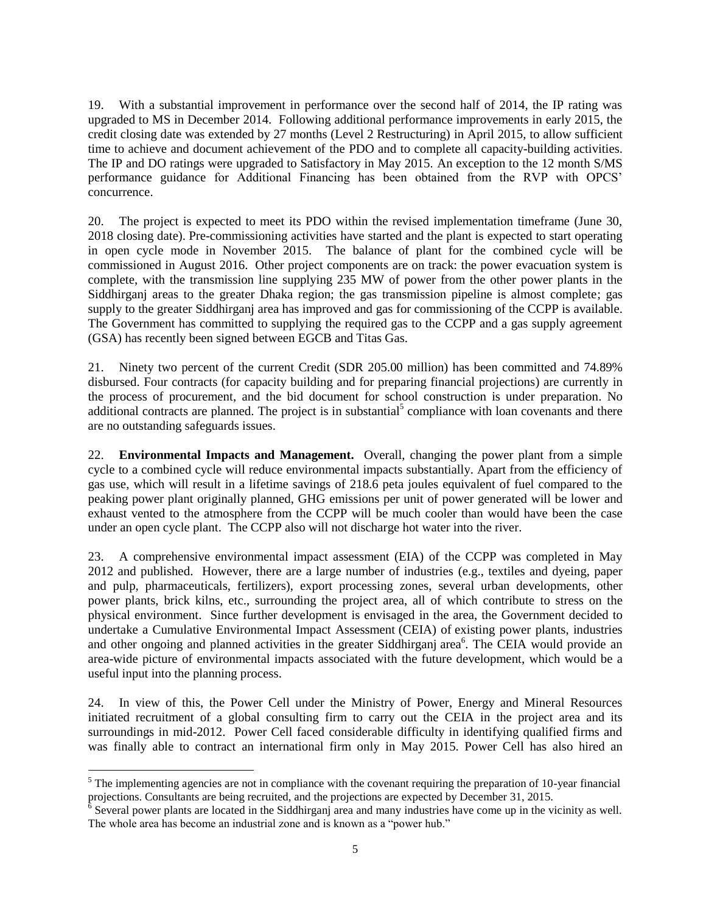19. With a substantial improvement in performance over the second half of 2014, the IP rating was upgraded to MS in December 2014. Following additional performance improvements in early 2015, the credit closing date was extended by 27 months (Level 2 Restructuring) in April 2015, to allow sufficient time to achieve and document achievement of the PDO and to complete all capacity-building activities. The IP and DO ratings were upgraded to Satisfactory in May 2015. An exception to the 12 month S/MS performance guidance for Additional Financing has been obtained from the RVP with OPCS' concurrence.

20. The project is expected to meet its PDO within the revised implementation timeframe (June 30, 2018 closing date). Pre-commissioning activities have started and the plant is expected to start operating in open cycle mode in November 2015. The balance of plant for the combined cycle will be commissioned in August 2016. Other project components are on track: the power evacuation system is complete, with the transmission line supplying 235 MW of power from the other power plants in the Siddhirganj areas to the greater Dhaka region; the gas transmission pipeline is almost complete; gas supply to the greater Siddhirganj area has improved and gas for commissioning of the CCPP is available. The Government has committed to supplying the required gas to the CCPP and a gas supply agreement (GSA) has recently been signed between EGCB and Titas Gas.

21. Ninety two percent of the current Credit (SDR 205.00 million) has been committed and 74.89% disbursed. Four contracts (for capacity building and for preparing financial projections) are currently in the process of procurement, and the bid document for school construction is under preparation. No additional contracts are planned. The project is in substantial[5] compliance with loan covenants and there are no outstanding safeguards issues.

22. **Environmental Impacts and Management.** Overall, changing the power plant from a simple cycle to a combined cycle will reduce environmental impacts substantially. Apart from the efficiency of gas use, which will result in a lifetime savings of 218.6 peta joules equivalent of fuel compared to the peaking power plant originally planned, GHG emissions per unit of power generated will be lower and exhaust vented to the atmosphere from the CCPP will be much cooler than would have been the case under an open cycle plant. The CCPP also will not discharge hot water into the river.

23. A comprehensive environmental impact assessment (EIA) of the CCPP was completed in May 2012 and published. However, there are a large number of industries (e.g., textiles and dyeing, paper and pulp, pharmaceuticals, fertilizers), export processing zones, several urban developments, other power plants, brick kilns, etc., surrounding the project area, all of which contribute to stress on the physical environment. Since further development is envisaged in the area, the Government decided to undertake a Cumulative Environmental Impact Assessment (CEIA) of existing power plants, industries and other ongoing and planned activities in the greater Siddhirganj area[6]. The CEIA would provide an area-wide picture of environmental impacts associated with the future development, which would be a useful input into the planning process.

24. In view of this, the Power Cell under the Ministry of Power, Energy and Mineral Resources initiated recruitment of a global consulting firm to carry out the CEIA in the project area and its surroundings in mid-2012. Power Cell faced considerable difficulty in identifying qualified firms and was finally able to contract an international firm only in May 2015. Power Cell has also hired an

---

[5] The implementing agencies are not in compliance with the covenant requiring the preparation of 10-year financial projections. Consultants are being recruited, and the projections are expected by December 31, 2015.

[6] Several power plants are located in the Siddhirganj area and many industries have come up in the vicinity as well. The whole area has become an industrial zone and is known as a "power hub."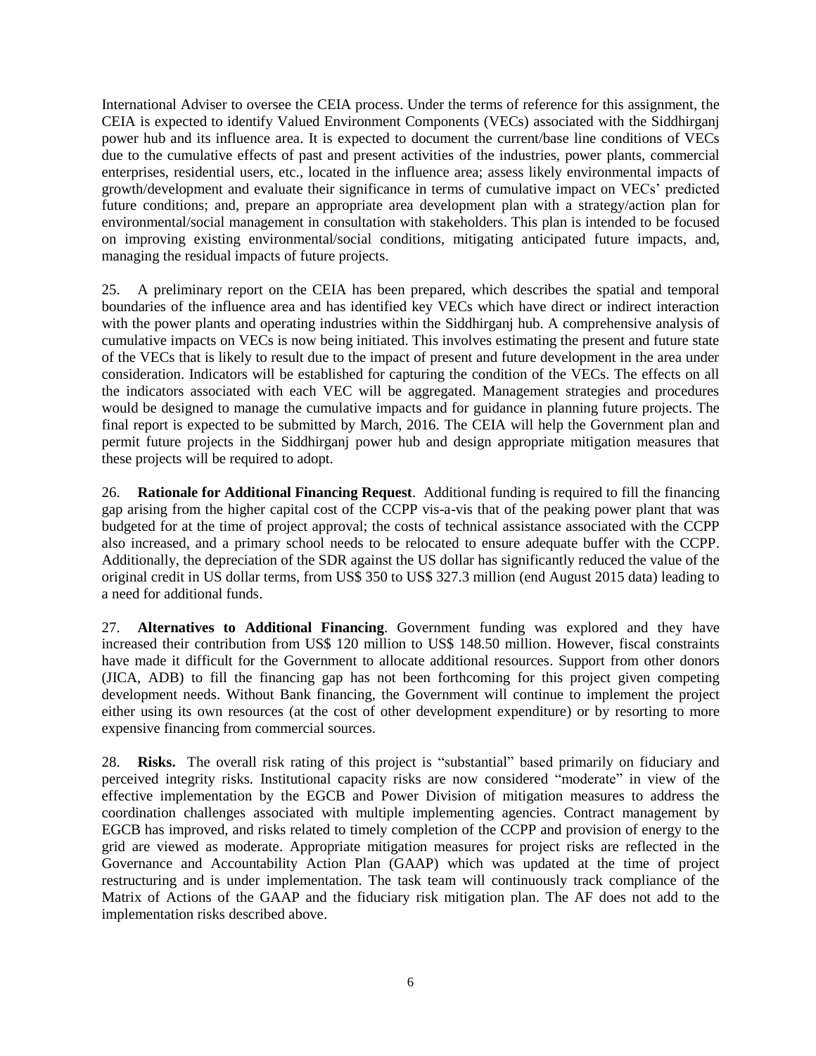International Adviser to oversee the CEIA process. Under the terms of reference for this assignment, the CEIA is expected to identify Valued Environment Components (VECs) associated with the Siddhirganj power hub and its influence area. It is expected to document the current/base line conditions of VECs due to the cumulative effects of past and present activities of the industries, power plants, commercial enterprises, residential users, etc., located in the influence area; assess likely environmental impacts of growth/development and evaluate their significance in terms of cumulative impact on VECs' predicted future conditions; and, prepare an appropriate area development plan with a strategy/action plan for environmental/social management in consultation with stakeholders. This plan is intended to be focused on improving existing environmental/social conditions, mitigating anticipated future impacts, and, managing the residual impacts of future projects.

25. A preliminary report on the CEIA has been prepared, which describes the spatial and temporal boundaries of the influence area and has identified key VECs which have direct or indirect interaction with the power plants and operating industries within the Siddhirganj hub. A comprehensive analysis of cumulative impacts on VECs is now being initiated. This involves estimating the present and future state of the VECs that is likely to result due to the impact of present and future development in the area under consideration. Indicators will be established for capturing the condition of the VECs. The effects on all the indicators associated with each VEC will be aggregated. Management strategies and procedures would be designed to manage the cumulative impacts and for guidance in planning future projects. The final report is expected to be submitted by March, 2016. The CEIA will help the Government plan and permit future projects in the Siddhirganj power hub and design appropriate mitigation measures that these projects will be required to adopt.

26. **Rationale for Additional Financing Request**. Additional funding is required to fill the financing gap arising from the higher capital cost of the CCPP vis-a-vis that of the peaking power plant that was budgeted for at the time of project approval; the costs of technical assistance associated with the CCPP also increased, and a primary school needs to be relocated to ensure adequate buffer with the CCPP. Additionally, the depreciation of the SDR against the US dollar has significantly reduced the value of the original credit in US dollar terms, from US$ 350 to US$ 327.3 million (end August 2015 data) leading to a need for additional funds.

27. **Alternatives to Additional Financing**. Government funding was explored and they have increased their contribution from US$ 120 million to US$ 148.50 million. However, fiscal constraints have made it difficult for the Government to allocate additional resources. Support from other donors (JICA, ADB) to fill the financing gap has not been forthcoming for this project given competing development needs. Without Bank financing, the Government will continue to implement the project either using its own resources (at the cost of other development expenditure) or by resorting to more expensive financing from commercial sources.

28. **Risks.** The overall risk rating of this project is "substantial" based primarily on fiduciary and perceived integrity risks. Institutional capacity risks are now considered "moderate" in view of the effective implementation by the EGCB and Power Division of mitigation measures to address the coordination challenges associated with multiple implementing agencies. Contract management by EGCB has improved, and risks related to timely completion of the CCPP and provision of energy to the grid are viewed as moderate. Appropriate mitigation measures for project risks are reflected in the Governance and Accountability Action Plan (GAAP) which was updated at the time of project restructuring and is under implementation. The task team will continuously track compliance of the Matrix of Actions of the GAAP and the fiduciary risk mitigation plan. The AF does not add to the implementation risks described above.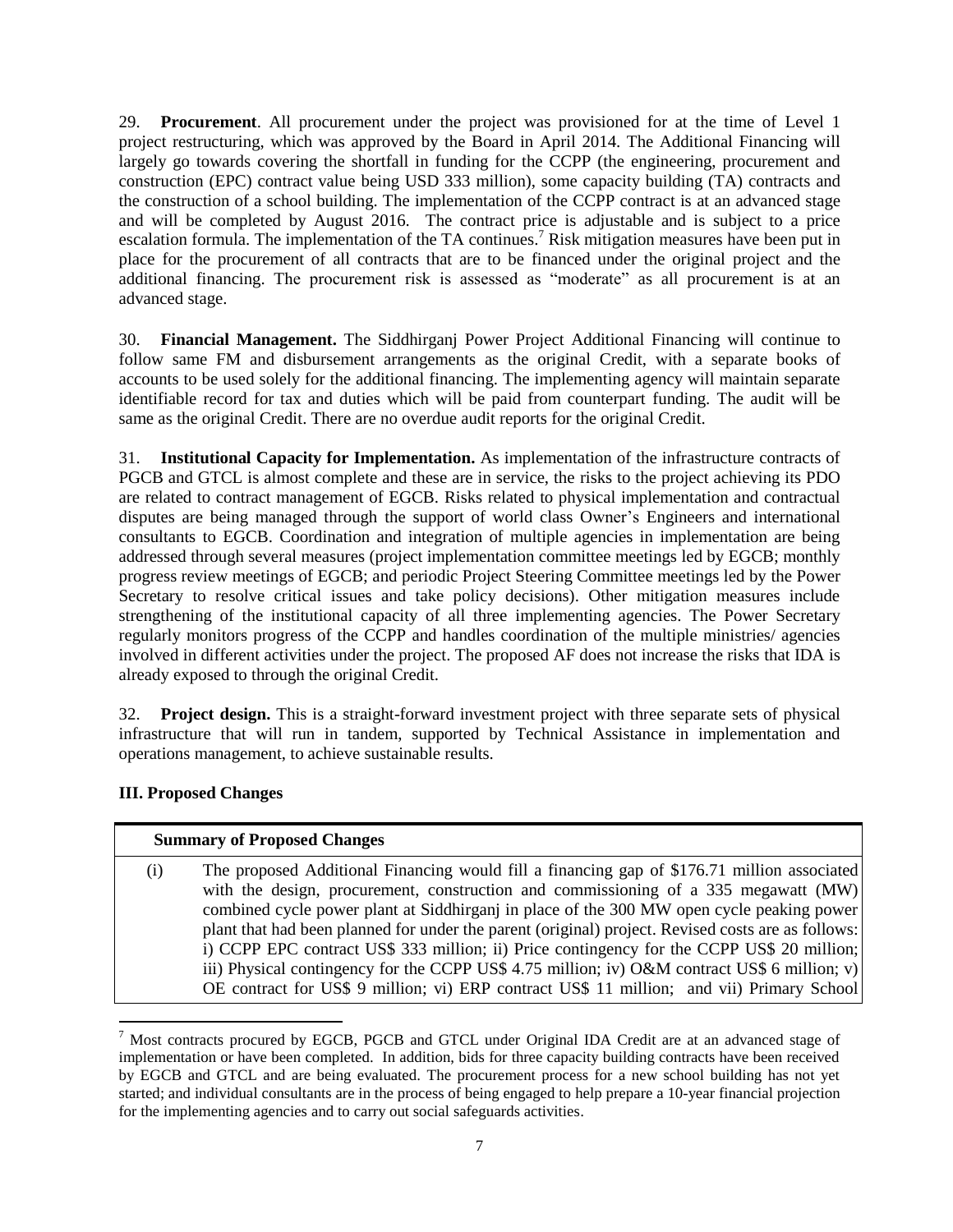29. **Procurement**. All procurement under the project was provisioned for at the time of Level 1 project restructuring, which was approved by the Board in April 2014. The Additional Financing will largely go towards covering the shortfall in funding for the CCPP (the engineering, procurement and construction (EPC) contract value being USD 333 million), some capacity building (TA) contracts and the construction of a school building. The implementation of the CCPP contract is at an advanced stage and will be completed by August 2016. The contract price is adjustable and is subject to a price escalation formula. The implementation of the TA continues.[7] Risk mitigation measures have been put in place for the procurement of all contracts that are to be financed under the original project and the additional financing. The procurement risk is assessed as "moderate" as all procurement is at an advanced stage.

30. **Financial Management.** The Siddhirganj Power Project Additional Financing will continue to follow same FM and disbursement arrangements as the original Credit, with a separate books of accounts to be used solely for the additional financing. The implementing agency will maintain separate identifiable record for tax and duties which will be paid from counterpart funding. The audit will be same as the original Credit. There are no overdue audit reports for the original Credit.

31. **Institutional Capacity for Implementation.** As implementation of the infrastructure contracts of PGCB and GTCL is almost complete and these are in service, the risks to the project achieving its PDO are related to contract management of EGCB. Risks related to physical implementation and contractual disputes are being managed through the support of world class Owner's Engineers and international consultants to EGCB. Coordination and integration of multiple agencies in implementation are being addressed through several measures (project implementation committee meetings led by EGCB; monthly progress review meetings of EGCB; and periodic Project Steering Committee meetings led by the Power Secretary to resolve critical issues and take policy decisions). Other mitigation measures include strengthening of the institutional capacity of all three implementing agencies. The Power Secretary regularly monitors progress of the CCPP and handles coordination of the multiple ministries/ agencies involved in different activities under the project. The proposed AF does not increase the risks that IDA is already exposed to through the original Credit.

32. **Project design.** This is a straight-forward investment project with three separate sets of physical infrastructure that will run in tandem, supported by Technical Assistance in implementation and operations management, to achieve sustainable results.

### III. Proposed Changes

| **Summary of Proposed Changes** | |
|---|---|
| (i) | The proposed Additional Financing would fill a financing gap of \$176.71 million associated with the design, procurement, construction and commissioning of a 335 megawatt (MW) combined cycle power plant at Siddhirganj in place of the 300 MW open cycle peaking power plant that had been planned for under the parent (original) project. Revised costs are as follows: i) CCPP EPC contract US\$ 333 million; ii) Price contingency for the CCPP US\$ 20 million; iii) Physical contingency for the CCPP US\$ 4.75 million; iv) O&M contract US\$ 6 million; v) OE contract for US\$ 9 million; vi) ERP contract US\$ 11 million; and vii) Primary School |

[7] Most contracts procured by EGCB, PGCB and GTCL under Original IDA Credit are at an advanced stage of implementation or have been completed. In addition, bids for three capacity building contracts have been received by EGCB and GTCL and are being evaluated. The procurement process for a new school building has not yet started; and individual consultants are in the process of being engaged to help prepare a 10-year financial projection for the implementing agencies and to carry out social safeguards activities.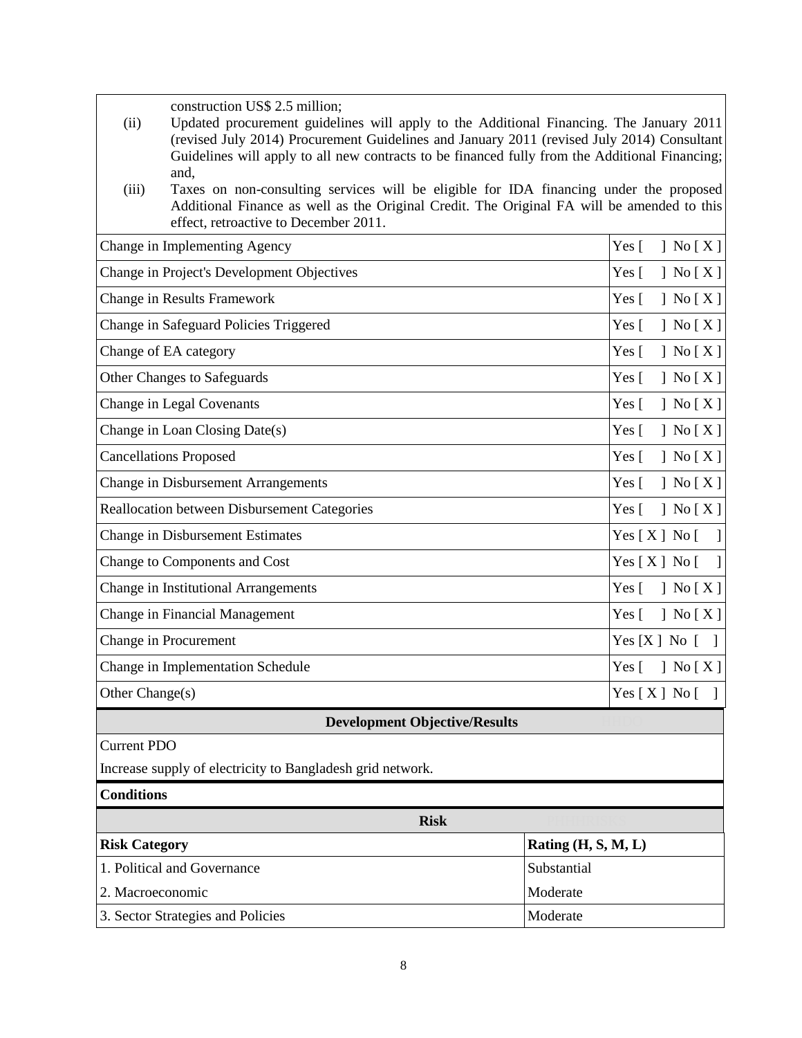construction US$ 2.5 million;

(ii) Updated procurement guidelines will apply to the Additional Financing. The January 2011 (revised July 2014) Procurement Guidelines and January 2011 (revised July 2014) Consultant Guidelines will apply to all new contracts to be financed fully from the Additional Financing; and,

(iii) Taxes on non-consulting services will be eligible for IDA financing under the proposed Additional Finance as well as the Original Credit. The Original FA will be amended to this effect, retroactive to December 2011.

| | |
|---|---|
| Change in Implementing Agency | Yes [ ] No [ X ] |
| Change in Project's Development Objectives | Yes [ ] No [ X ] |
| Change in Results Framework | Yes [ ] No [ X ] |
| Change in Safeguard Policies Triggered | Yes [ ] No [ X ] |
| Change of EA category | Yes [ ] No [ X ] |
| Other Changes to Safeguards | Yes [ ] No [ X ] |
| Change in Legal Covenants | Yes [ ] No [ X ] |
| Change in Loan Closing Date(s) | Yes [ ] No [ X ] |
| Cancellations Proposed | Yes [ ] No [ X ] |
| Change in Disbursement Arrangements | Yes [ ] No [ X ] |
| Reallocation between Disbursement Categories | Yes [ ] No [ X ] |
| Change in Disbursement Estimates | Yes [ X ] No [ ] |
| Change to Components and Cost | Yes [ X ] No [ ] |
| Change in Institutional Arrangements | Yes [ ] No [ X ] |
| Change in Financial Management | Yes [ ] No [ X ] |
| Change in Procurement | Yes [X ] No [ ] |
| Change in Implementation Schedule | Yes [ ] No [ X ] |
| Other Change(s) | Yes [ X ] No [ ] |

**Development Objective/Results**

Current PDO

Increase supply of electricity to Bangladesh grid network.

**Conditions**

**Risk**

| Risk Category | Rating (H, S, M, L) |
|---|---|
| 1. Political and Governance | Substantial |
| 2. Macroeconomic | Moderate |
| 3. Sector Strategies and Policies | Moderate |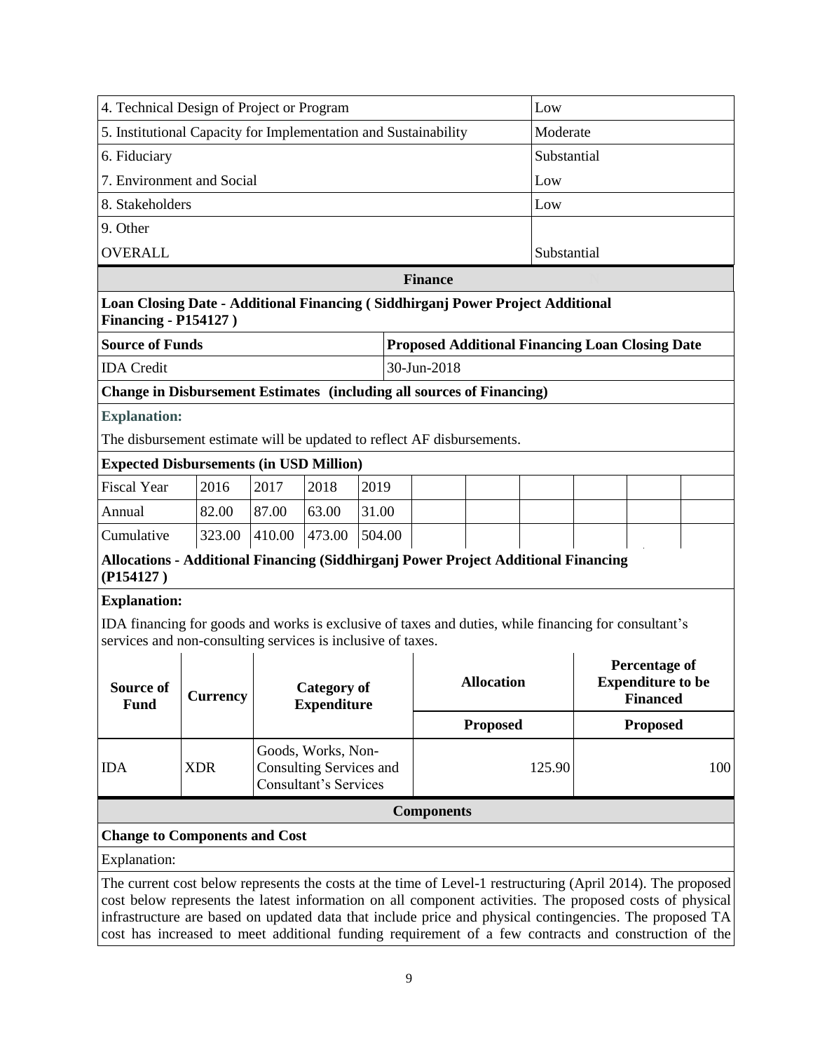| | |
|---|---|
| 4. Technical Design of Project or Program | Low |
| 5. Institutional Capacity for Implementation and Sustainability | Moderate |
| 6. Fiduciary | Substantial |
| 7. Environment and Social | Low |
| 8. Stakeholders | Low |
| 9. Other | |
| OVERALL | Substantial |

## Finance

**Loan Closing Date - Additional Financing ( Siddhirganj Power Project Additional Financing - P154127 )**

| **Source of Funds** | **Proposed Additional Financing Loan Closing Date** |
|---|---|
| IDA Credit | 30-Jun-2018 |

**Change in Disbursement Estimates (including all sources of Financing)**

**Explanation:**

The disbursement estimate will be updated to reflect AF disbursements.

**Expected Disbursements (in USD Million)**

| Fiscal Year | 2016 | 2017 | 2018 | 2019 | | | | | | |
|---|---|---|---|---|---|---|---|---|---|---|
| Annual | 82.00 | 87.00 | 63.00 | 31.00 | | | | | | |
| Cumulative | 323.00 | 410.00 | 473.00 | 504.00 | | | | | | |

**Allocations - Additional Financing (Siddhirganj Power Project Additional Financing (P154127 )**

**Explanation:**

IDA financing for goods and works is exclusive of taxes and duties, while financing for consultant's services and non-consulting services is inclusive of taxes.

| **Source of Fund** | **Currency** | **Category of Expenditure** | **Allocation** | **Percentage of Expenditure to be Financed** |
|---|---|---|---|---|
| | | | **Proposed** | **Proposed** |
| IDA | XDR | Goods, Works, Non-Consulting Services and Consultant's Services | 125.90 | 100 |

## Components

**Change to Components and Cost**

Explanation:

The current cost below represents the costs at the time of Level-1 restructuring (April 2014). The proposed cost below represents the latest information on all component activities. The proposed costs of physical infrastructure are based on updated data that include price and physical contingencies. The proposed TA cost has increased to meet additional funding requirement of a few contracts and construction of the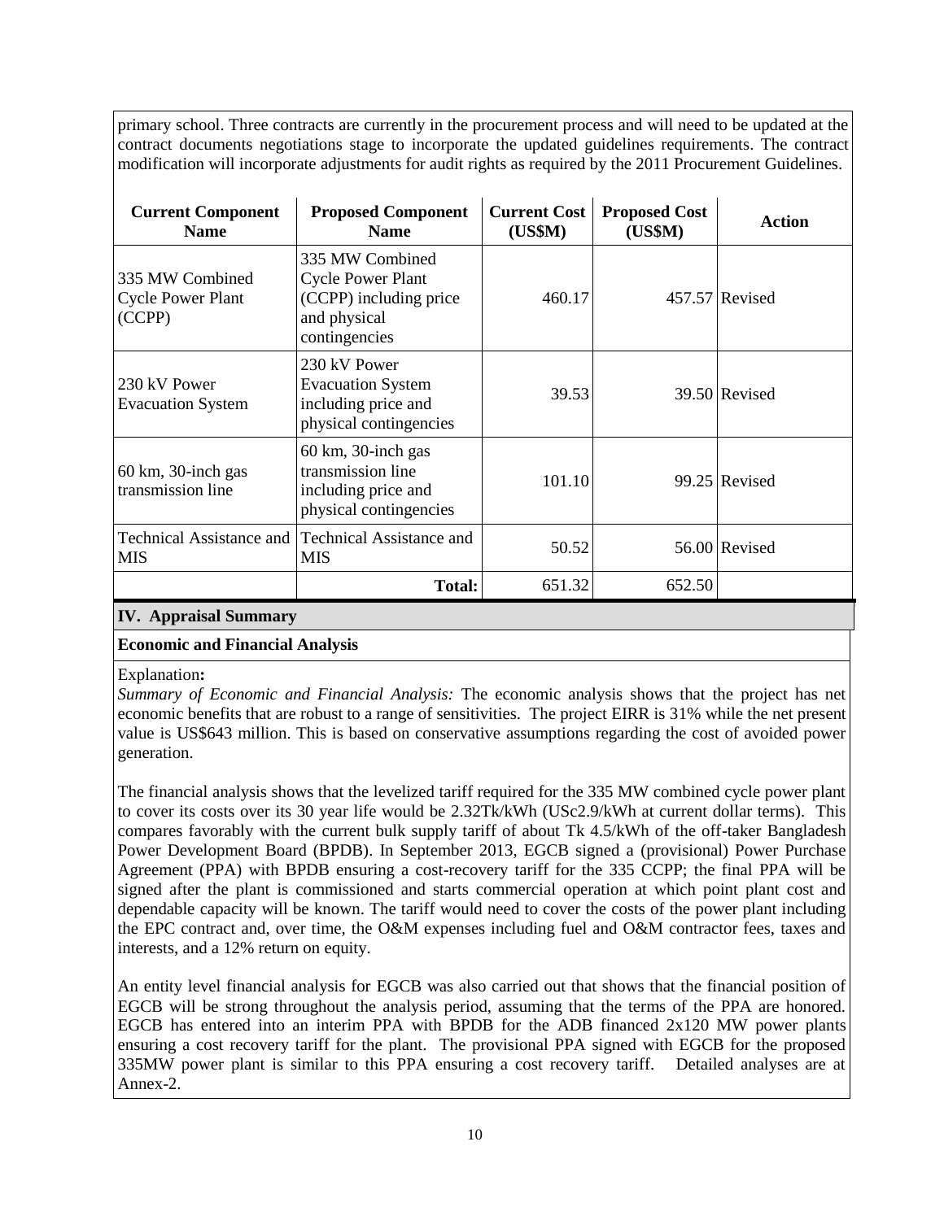primary school. Three contracts are currently in the procurement process and will need to be updated at the contract documents negotiations stage to incorporate the updated guidelines requirements. The contract modification will incorporate adjustments for audit rights as required by the 2011 Procurement Guidelines.

| Current Component Name | Proposed Component Name | Current Cost (US$M) | Proposed Cost (US$M) | Action |
|---|---|---|---|---|
| 335 MW Combined Cycle Power Plant (CCPP) | 335 MW Combined Cycle Power Plant (CCPP) including price and physical contingencies | 460.17 | 457.57 | Revised |
| 230 kV Power Evacuation System | 230 kV Power Evacuation System including price and physical contingencies | 39.53 | 39.50 | Revised |
| 60 km, 30-inch gas transmission line | 60 km, 30-inch gas transmission line including price and physical contingencies | 101.10 | 99.25 | Revised |
| Technical Assistance and MIS | Technical Assistance and MIS | 50.52 | 56.00 | Revised |
| | **Total:** | 651.32 | 652.50 | |

## IV. Appraisal Summary

### Economic and Financial Analysis

Explanation**:**

*Summary of Economic and Financial Analysis:* The economic analysis shows that the project has net economic benefits that are robust to a range of sensitivities. The project EIRR is 31% while the net present value is US$643 million. This is based on conservative assumptions regarding the cost of avoided power generation.

The financial analysis shows that the levelized tariff required for the 335 MW combined cycle power plant to cover its costs over its 30 year life would be 2.32Tk/kWh (USc2.9/kWh at current dollar terms). This compares favorably with the current bulk supply tariff of about Tk 4.5/kWh of the off-taker Bangladesh Power Development Board (BPDB). In September 2013, EGCB signed a (provisional) Power Purchase Agreement (PPA) with BPDB ensuring a cost-recovery tariff for the 335 CCPP; the final PPA will be signed after the plant is commissioned and starts commercial operation at which point plant cost and dependable capacity will be known. The tariff would need to cover the costs of the power plant including the EPC contract and, over time, the O&M expenses including fuel and O&M contractor fees, taxes and interests, and a 12% return on equity.

An entity level financial analysis for EGCB was also carried out that shows that the financial position of EGCB will be strong throughout the analysis period, assuming that the terms of the PPA are honored. EGCB has entered into an interim PPA with BPDB for the ADB financed 2x120 MW power plants ensuring a cost recovery tariff for the plant. The provisional PPA signed with EGCB for the proposed 335MW power plant is similar to this PPA ensuring a cost recovery tariff. Detailed analyses are at Annex-2.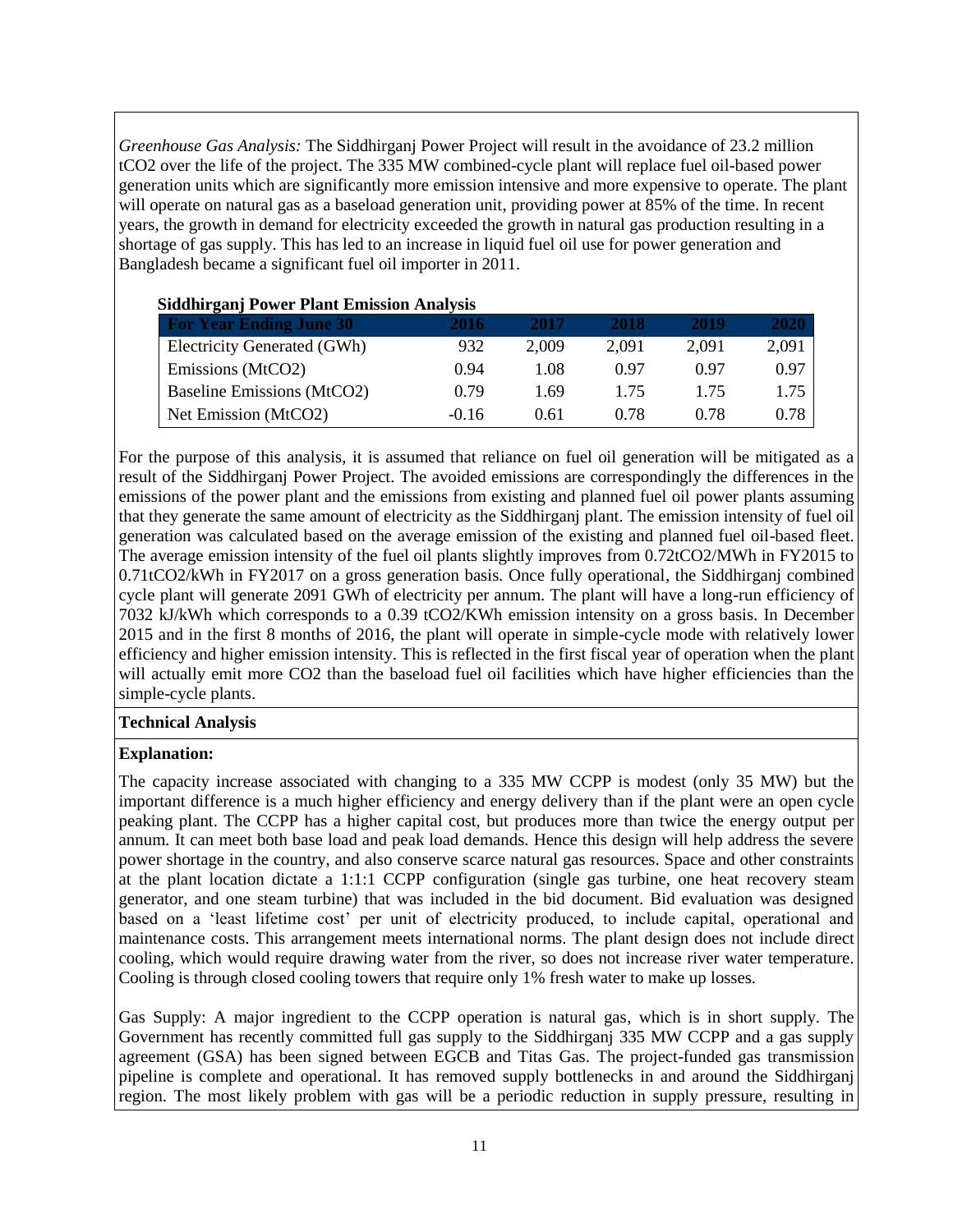*Greenhouse Gas Analysis:* The Siddhirganj Power Project will result in the avoidance of 23.2 million $tCO_2$ over the life of the project. The 335 MW combined-cycle plant will replace fuel oil-based power generation units which are significantly more emission intensive and more expensive to operate. The plant will operate on natural gas as a baseload generation unit, providing power at 85% of the time. In recent years, the growth in demand for electricity exceeded the growth in natural gas production resulting in a shortage of gas supply. This has led to an increase in liquid fuel oil use for power generation and Bangladesh became a significant fuel oil importer in 2011.

**Siddhirganj Power Plant Emission Analysis**

| For Year Ending June 30 | 2016 | 2017 | 2018 | 2019 | 2020 |
|---|---|---|---|---|---|
| Electricity Generated (GWh) | 932 | 2,009 | 2,091 | 2,091 | 2,091 |
| Emissions ($MtCO_2$) | 0.94 | 1.08 | 0.97 | 0.97 | 0.97 |
| Baseline Emissions ($MtCO_2$) | 0.79 | 1.69 | 1.75 | 1.75 | 1.75 |
| Net Emission ($MtCO_2$) | -0.16 | 0.61 | 0.78 | 0.78 | 0.78 |

For the purpose of this analysis, it is assumed that reliance on fuel oil generation will be mitigated as a result of the Siddhirganj Power Project. The avoided emissions are correspondingly the differences in the emissions of the power plant and the emissions from existing and planned fuel oil power plants assuming that they generate the same amount of electricity as the Siddhirganj plant. The emission intensity of fuel oil generation was calculated based on the average emission of the existing and planned fuel oil-based fleet. The average emission intensity of the fuel oil plants slightly improves from 0.72$tCO_2$/MWh in FY2015 to 0.71$tCO_2$/kWh in FY2017 on a gross generation basis. Once fully operational, the Siddhirganj combined cycle plant will generate 2091 GWh of electricity per annum. The plant will have a long-run efficiency of 7032 kJ/kWh which corresponds to a 0.39 $tCO_2$/KWh emission intensity on a gross basis. In December 2015 and in the first 8 months of 2016, the plant will operate in simple-cycle mode with relatively lower efficiency and higher emission intensity. This is reflected in the first fiscal year of operation when the plant will actually emit more CO2 than the baseload fuel oil facilities which have higher efficiencies than the simple-cycle plants.

**Technical Analysis**

**Explanation:**

The capacity increase associated with changing to a 335 MW CCPP is modest (only 35 MW) but the important difference is a much higher efficiency and energy delivery than if the plant were an open cycle peaking plant. The CCPP has a higher capital cost, but produces more than twice the energy output per annum. It can meet both base load and peak load demands. Hence this design will help address the severe power shortage in the country, and also conserve scarce natural gas resources. Space and other constraints at the plant location dictate a 1:1:1 CCPP configuration (single gas turbine, one heat recovery steam generator, and one steam turbine) that was included in the bid document. Bid evaluation was designed based on a 'least lifetime cost' per unit of electricity produced, to include capital, operational and maintenance costs. This arrangement meets international norms. The plant design does not include direct cooling, which would require drawing water from the river, so does not increase river water temperature. Cooling is through closed cooling towers that require only 1% fresh water to make up losses.

Gas Supply: A major ingredient to the CCPP operation is natural gas, which is in short supply. The Government has recently committed full gas supply to the Siddhirganj 335 MW CCPP and a gas supply agreement (GSA) has been signed between EGCB and Titas Gas. The project-funded gas transmission pipeline is complete and operational. It has removed supply bottlenecks in and around the Siddhirganj region. The most likely problem with gas will be a periodic reduction in supply pressure, resulting in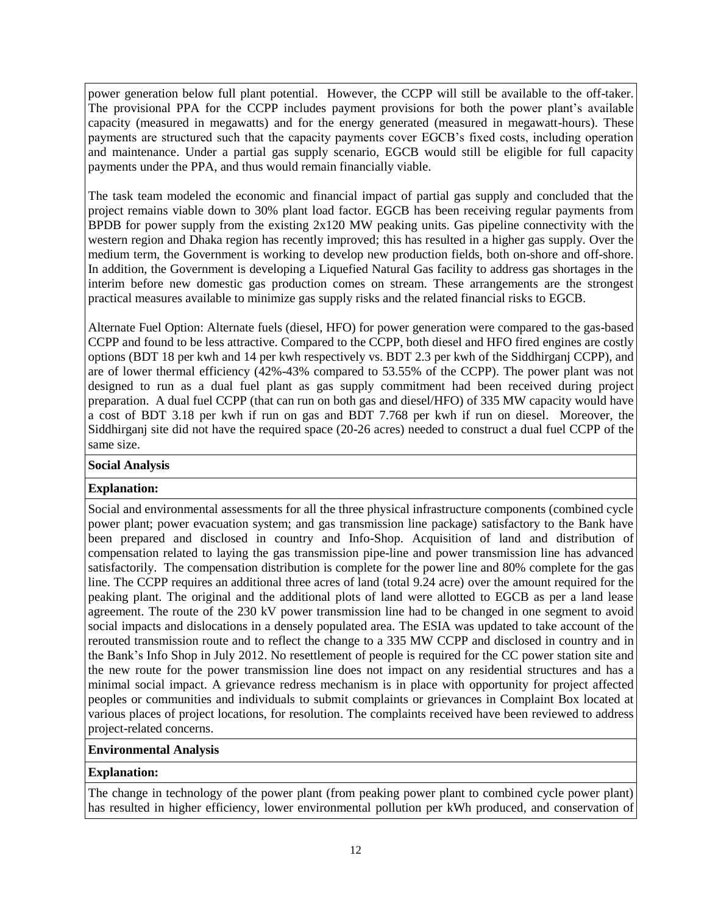power generation below full plant potential. However, the CCPP will still be available to the off-taker. The provisional PPA for the CCPP includes payment provisions for both the power plant's available capacity (measured in megawatts) and for the energy generated (measured in megawatt-hours). These payments are structured such that the capacity payments cover EGCB's fixed costs, including operation and maintenance. Under a partial gas supply scenario, EGCB would still be eligible for full capacity payments under the PPA, and thus would remain financially viable.

The task team modeled the economic and financial impact of partial gas supply and concluded that the project remains viable down to 30% plant load factor. EGCB has been receiving regular payments from BPDB for power supply from the existing 2x120 MW peaking units. Gas pipeline connectivity with the western region and Dhaka region has recently improved; this has resulted in a higher gas supply. Over the medium term, the Government is working to develop new production fields, both on-shore and off-shore. In addition, the Government is developing a Liquefied Natural Gas facility to address gas shortages in the interim before new domestic gas production comes on stream. These arrangements are the strongest practical measures available to minimize gas supply risks and the related financial risks to EGCB.

Alternate Fuel Option: Alternate fuels (diesel, HFO) for power generation were compared to the gas-based CCPP and found to be less attractive. Compared to the CCPP, both diesel and HFO fired engines are costly options (BDT 18 per kwh and 14 per kwh respectively vs. BDT 2.3 per kwh of the Siddhirganj CCPP), and are of lower thermal efficiency (42%-43% compared to 53.55% of the CCPP). The power plant was not designed to run as a dual fuel plant as gas supply commitment had been received during project preparation. A dual fuel CCPP (that can run on both gas and diesel/HFO) of 335 MW capacity would have a cost of BDT 3.18 per kwh if run on gas and BDT 7.768 per kwh if run on diesel. Moreover, the Siddhirganj site did not have the required space (20-26 acres) needed to construct a dual fuel CCPP of the same size.

**Social Analysis**

**Explanation:**

Social and environmental assessments for all the three physical infrastructure components (combined cycle power plant; power evacuation system; and gas transmission line package) satisfactory to the Bank have been prepared and disclosed in country and Info-Shop. Acquisition of land and distribution of compensation related to laying the gas transmission pipe-line and power transmission line has advanced satisfactorily. The compensation distribution is complete for the power line and 80% complete for the gas line. The CCPP requires an additional three acres of land (total 9.24 acre) over the amount required for the peaking plant. The original and the additional plots of land were allotted to EGCB as per a land lease agreement. The route of the 230 kV power transmission line had to be changed in one segment to avoid social impacts and dislocations in a densely populated area. The ESIA was updated to take account of the rerouted transmission route and to reflect the change to a 335 MW CCPP and disclosed in country and in the Bank's Info Shop in July 2012. No resettlement of people is required for the CC power station site and the new route for the power transmission line does not impact on any residential structures and has a minimal social impact. A grievance redress mechanism is in place with opportunity for project affected peoples or communities and individuals to submit complaints or grievances in Complaint Box located at various places of project locations, for resolution. The complaints received have been reviewed to address project-related concerns.

**Environmental Analysis**

**Explanation:**

The change in technology of the power plant (from peaking power plant to combined cycle power plant) has resulted in higher efficiency, lower environmental pollution per kWh produced, and conservation of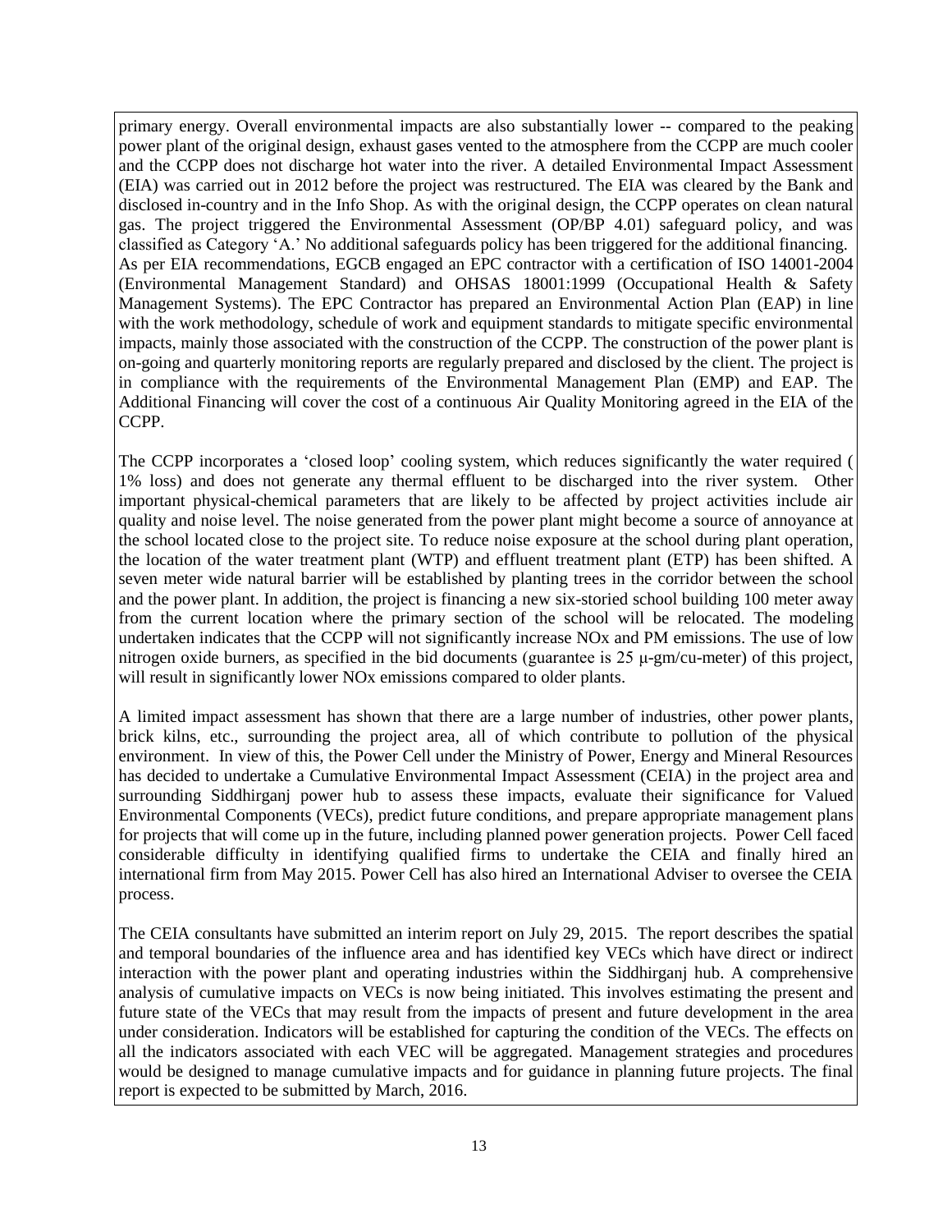primary energy. Overall environmental impacts are also substantially lower -- compared to the peaking power plant of the original design, exhaust gases vented to the atmosphere from the CCPP are much cooler and the CCPP does not discharge hot water into the river. A detailed Environmental Impact Assessment (EIA) was carried out in 2012 before the project was restructured. The EIA was cleared by the Bank and disclosed in-country and in the Info Shop. As with the original design, the CCPP operates on clean natural gas. The project triggered the Environmental Assessment (OP/BP 4.01) safeguard policy, and was classified as Category 'A.' No additional safeguards policy has been triggered for the additional financing. As per EIA recommendations, EGCB engaged an EPC contractor with a certification of ISO 14001-2004 (Environmental Management Standard) and OHSAS 18001:1999 (Occupational Health & Safety Management Systems). The EPC Contractor has prepared an Environmental Action Plan (EAP) in line with the work methodology, schedule of work and equipment standards to mitigate specific environmental impacts, mainly those associated with the construction of the CCPP. The construction of the power plant is on-going and quarterly monitoring reports are regularly prepared and disclosed by the client. The project is in compliance with the requirements of the Environmental Management Plan (EMP) and EAP. The Additional Financing will cover the cost of a continuous Air Quality Monitoring agreed in the EIA of the CCPP.

The CCPP incorporates a 'closed loop' cooling system, which reduces significantly the water required ( 1% loss) and does not generate any thermal effluent to be discharged into the river system. Other important physical-chemical parameters that are likely to be affected by project activities include air quality and noise level. The noise generated from the power plant might become a source of annoyance at the school located close to the project site. To reduce noise exposure at the school during plant operation, the location of the water treatment plant (WTP) and effluent treatment plant (ETP) has been shifted. A seven meter wide natural barrier will be established by planting trees in the corridor between the school and the power plant. In addition, the project is financing a new six-storied school building 100 meter away from the current location where the primary section of the school will be relocated. The modeling undertaken indicates that the CCPP will not significantly increase NOx and PM emissions. The use of low nitrogen oxide burners, as specified in the bid documents (guarantee is 25 μ-gm/cu-meter) of this project, will result in significantly lower NOx emissions compared to older plants.

A limited impact assessment has shown that there are a large number of industries, other power plants, brick kilns, etc., surrounding the project area, all of which contribute to pollution of the physical environment. In view of this, the Power Cell under the Ministry of Power, Energy and Mineral Resources has decided to undertake a Cumulative Environmental Impact Assessment (CEIA) in the project area and surrounding Siddhirganj power hub to assess these impacts, evaluate their significance for Valued Environmental Components (VECs), predict future conditions, and prepare appropriate management plans for projects that will come up in the future, including planned power generation projects. Power Cell faced considerable difficulty in identifying qualified firms to undertake the CEIA and finally hired an international firm from May 2015. Power Cell has also hired an International Adviser to oversee the CEIA process.

The CEIA consultants have submitted an interim report on July 29, 2015. The report describes the spatial and temporal boundaries of the influence area and has identified key VECs which have direct or indirect interaction with the power plant and operating industries within the Siddhirganj hub. A comprehensive analysis of cumulative impacts on VECs is now being initiated. This involves estimating the present and future state of the VECs that may result from the impacts of present and future development in the area under consideration. Indicators will be established for capturing the condition of the VECs. The effects on all the indicators associated with each VEC will be aggregated. Management strategies and procedures would be designed to manage cumulative impacts and for guidance in planning future projects. The final report is expected to be submitted by March, 2016.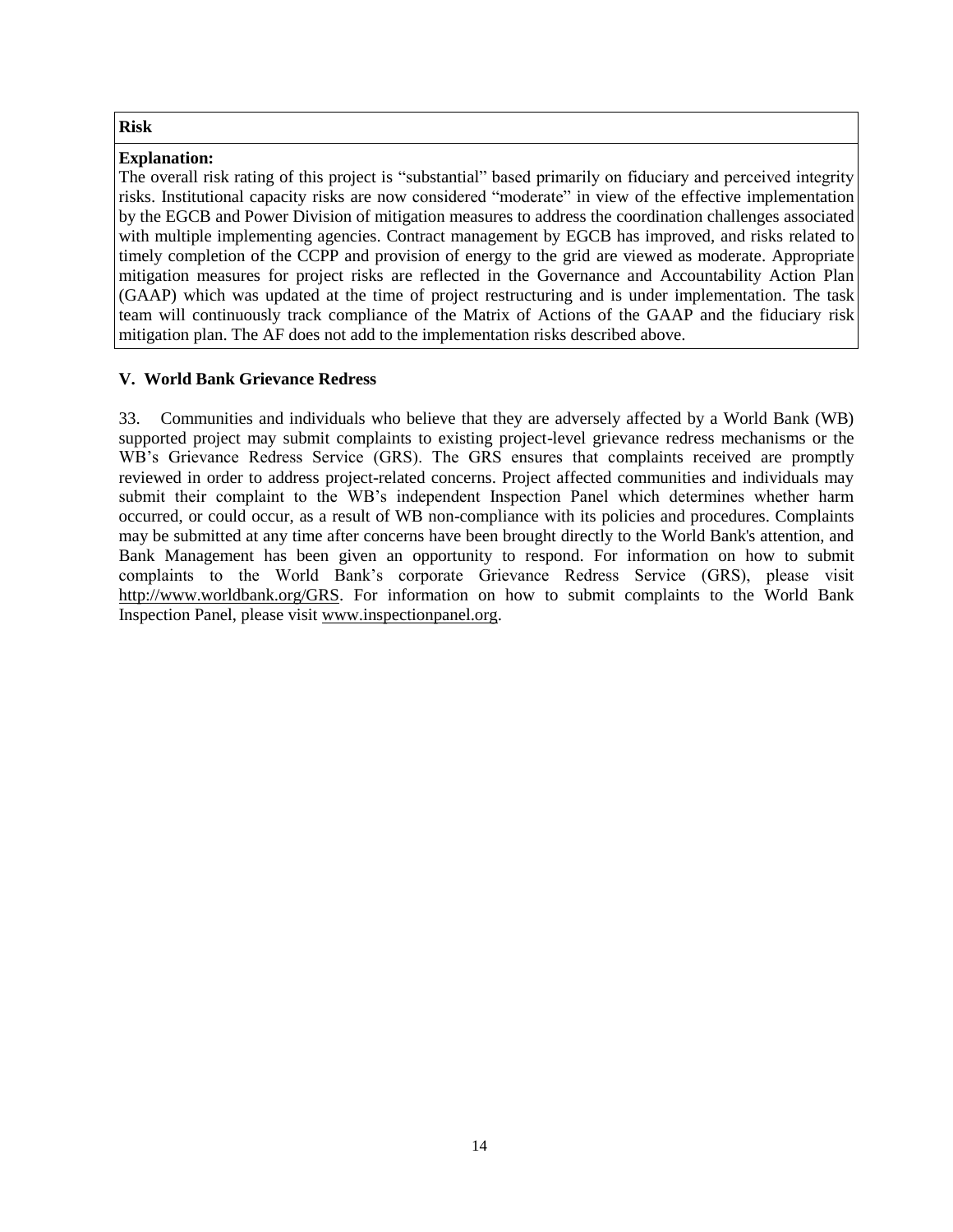| **Risk** |
| --- |
| **Explanation:**<br>The overall risk rating of this project is "substantial" based primarily on fiduciary and perceived integrity risks. Institutional capacity risks are now considered "moderate" in view of the effective implementation by the EGCB and Power Division of mitigation measures to address the coordination challenges associated with multiple implementing agencies. Contract management by EGCB has improved, and risks related to timely completion of the CCPP and provision of energy to the grid are viewed as moderate. Appropriate mitigation measures for project risks are reflected in the Governance and Accountability Action Plan (GAAP) which was updated at the time of project restructuring and is under implementation. The task team will continuously track compliance of the Matrix of Actions of the GAAP and the fiduciary risk mitigation plan. The AF does not add to the implementation risks described above. |

## V. World Bank Grievance Redress

33. Communities and individuals who believe that they are adversely affected by a World Bank (WB) supported project may submit complaints to existing project-level grievance redress mechanisms or the WB's Grievance Redress Service (GRS). The GRS ensures that complaints received are promptly reviewed in order to address project-related concerns. Project affected communities and individuals may submit their complaint to the WB's independent Inspection Panel which determines whether harm occurred, or could occur, as a result of WB non-compliance with its policies and procedures. Complaints may be submitted at any time after concerns have been brought directly to the World Bank's attention, and Bank Management has been given an opportunity to respond. For information on how to submit complaints to the World Bank's corporate Grievance Redress Service (GRS), please visit http://www.worldbank.org/GRS. For information on how to submit complaints to the World Bank Inspection Panel, please visit www.inspectionpanel.org.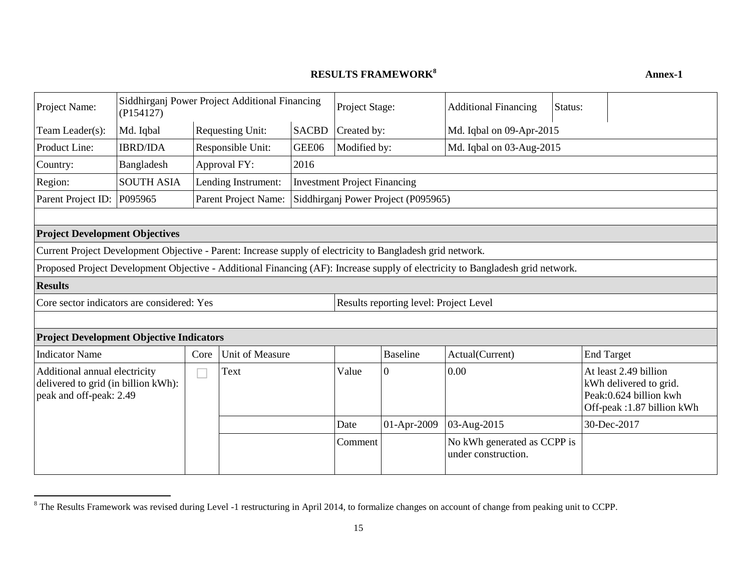**RESULTS FRAMEWORK[8]** **Annex-1**

| | | | | | | | | |
|---|---|---|---|---|---|---|---|---|
| Project Name: | Siddhirganj Power Project Additional Financing (P154127) | | | Project Stage: | Additional Financing | | Status: | |
| Team Leader(s): | Md. Iqbal | Requesting Unit: | SACBD | Created by: | Md. Iqbal on 09-Apr-2015 | | | |
| Product Line: | IBRD/IDA | Responsible Unit: | GEE06 | Modified by: | Md. Iqbal on 03-Aug-2015 | | | |
| Country: | Bangladesh | Approval FY: | 2016 | | | | | |
| Region: | SOUTH ASIA | Lending Instrument: | Investment Project Financing | | | | | |
| Parent Project ID: | P095965 | Parent Project Name: | Siddhirganj Power Project (P095965) | | | | | |

**Project Development Objectives**

Current Project Development Objective - Parent: Increase supply of electricity to Bangladesh grid network.

Proposed Project Development Objective - Additional Financing (AF): Increase supply of electricity to Bangladesh grid network.

**Results**

| | |
|---|---|
| Core sector indicators are considered: Yes | Results reporting level: Project Level |

**Project Development Objective Indicators**

| Indicator Name | Core | Unit of Measure | | Baseline | Actual(Current) | End Target |
|---|---|---|---|---|---|---|
| Additional annual electricity delivered to grid (in billion kWh): peak and off-peak: 2.49 | ☐ | Text | Value | 0 | 0.00 | At least 2.49 billion kWh delivered to grid. Peak:0.624 billion kwh Off-peak :1.87 billion kWh |
| | | | Date | 01-Apr-2009 | 03-Aug-2015 | 30-Dec-2017 |
| | | | Comment | | No kWh generated as CCPP is under construction. | |

[8] The Results Framework was revised during Level -1 restructuring in April 2014, to formalize changes on account of change from peaking unit to CCPP.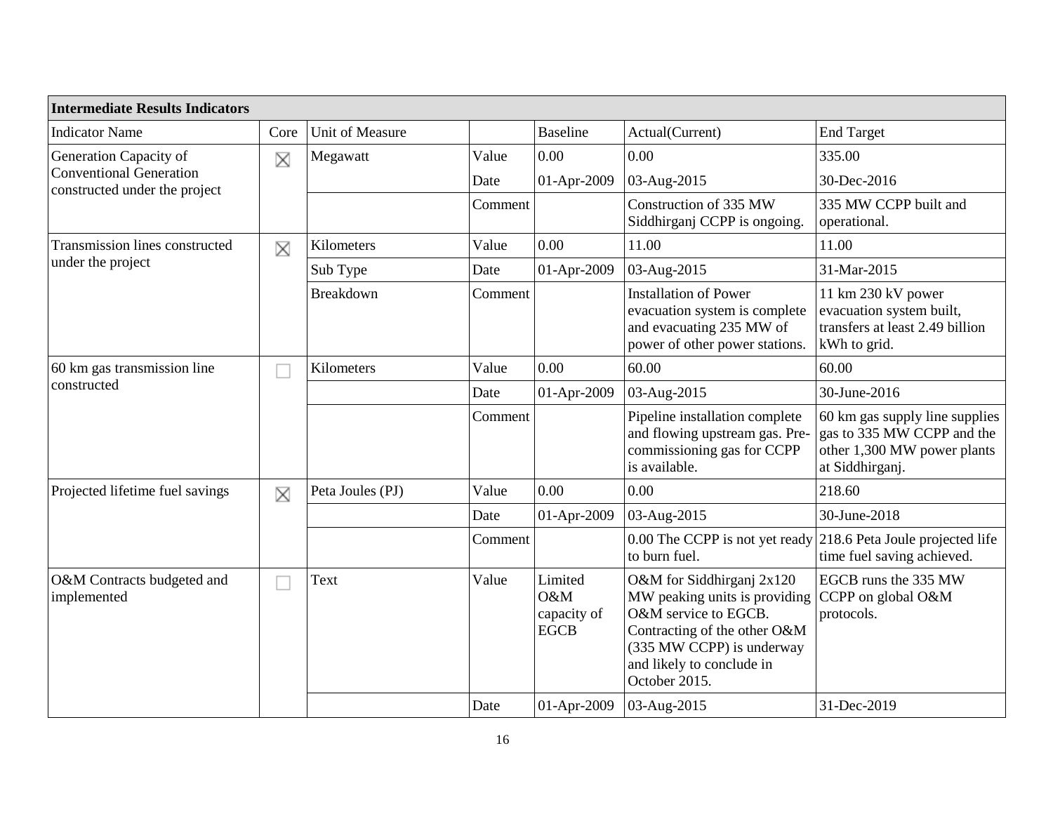| Intermediate Results Indicators | | | | | | |
|---|---|---|---|---|---|---|
| Indicator Name | Core | Unit of Measure | | Baseline | Actual(Current) | End Target |
| Generation Capacity of Conventional Generation constructed under the project | ☒ | Megawatt | Value | 0.00 | 0.00 | 335.00 |
| | | | Date | 01-Apr-2009 | 03-Aug-2015 | 30-Dec-2016 |
| | | | Comment | | Construction of 335 MW Siddhirganj CCPP is ongoing. | 335 MW CCPP built and operational. |
| Transmission lines constructed under the project | ☒ | Kilometers | Value | 0.00 | 11.00 | 11.00 |
| | | Sub Type | Date | 01-Apr-2009 | 03-Aug-2015 | 31-Mar-2015 |
| | | Breakdown | Comment | | Installation of Power evacuation system is complete and evacuating 235 MW of power of other power stations. | 11 km 230 kV power evacuation system built, transfers at least 2.49 billion kWh to grid. |
| 60 km gas transmission line constructed | ☐ | Kilometers | Value | 0.00 | 60.00 | 60.00 |
| | | | Date | 01-Apr-2009 | 03-Aug-2015 | 30-June-2016 |
| | | | Comment | | Pipeline installation complete and flowing upstream gas. Pre-commissioning gas for CCPP is available. | 60 km gas supply line supplies gas to 335 MW CCPP and the other 1,300 MW power plants at Siddhirganj. |
| Projected lifetime fuel savings | ☒ | Peta Joules (PJ) | Value | 0.00 | 0.00 | 218.60 |
| | | | Date | 01-Apr-2009 | 03-Aug-2015 | 30-June-2018 |
| | | | Comment | | 0.00 The CCPP is not yet ready to burn fuel. | 218.6 Peta Joule projected life time fuel saving achieved. |
| O&M Contracts budgeted and implemented | ☐ | Text | Value | Limited O&M capacity of EGCB | O&M for Siddhirganj 2x120 MW peaking units is providing O&M service to EGCB. Contracting of the other O&M (335 MW CCPP) is underway and likely to conclude in October 2015. | EGCB runs the 335 MW CCPP on global O&M protocols. |
| | | | Date | 01-Apr-2009 | 03-Aug-2015 | 31-Dec-2019 |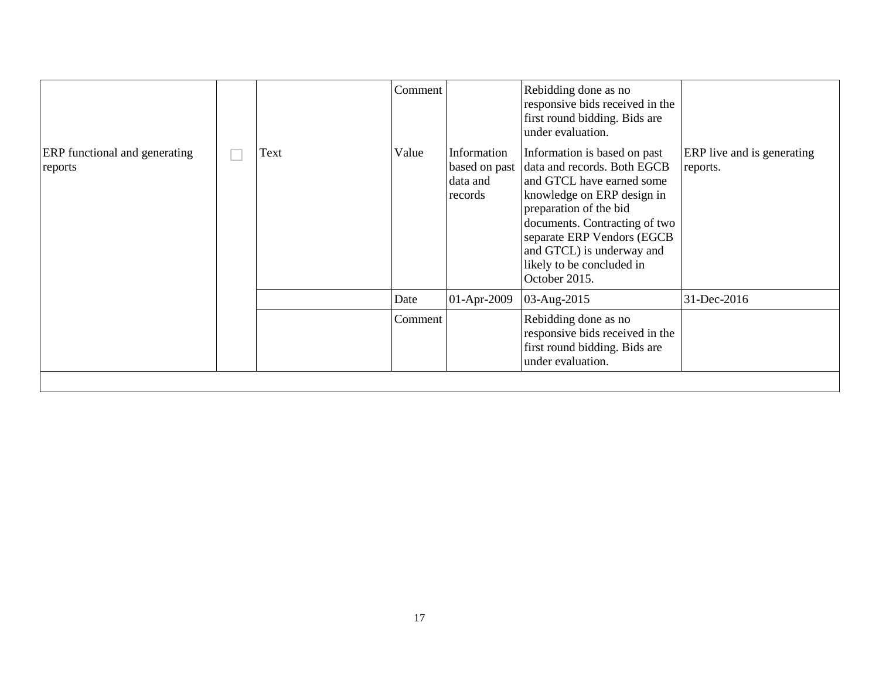| | | | | | | |
|---|---|---|---|---|---|---|
| | | | Comment | | Rebidding done as no responsive bids received in the first round bidding. Bids are under evaluation. | |
| ERP functional and generating reports | ☐ | Text | Value | Information based on past data and records | Information is based on past data and records. Both EGCB and GTCL have earned some knowledge on ERP design in preparation of the bid documents. Contracting of two separate ERP Vendors (EGCB and GTCL) is underway and likely to be concluded in October 2015. | ERP live and is generating reports. |
| | | | Date | 01-Apr-2009 | 03-Aug-2015 | 31-Dec-2016 |
| | | | Comment | | Rebidding done as no responsive bids received in the first round bidding. Bids are under evaluation. | |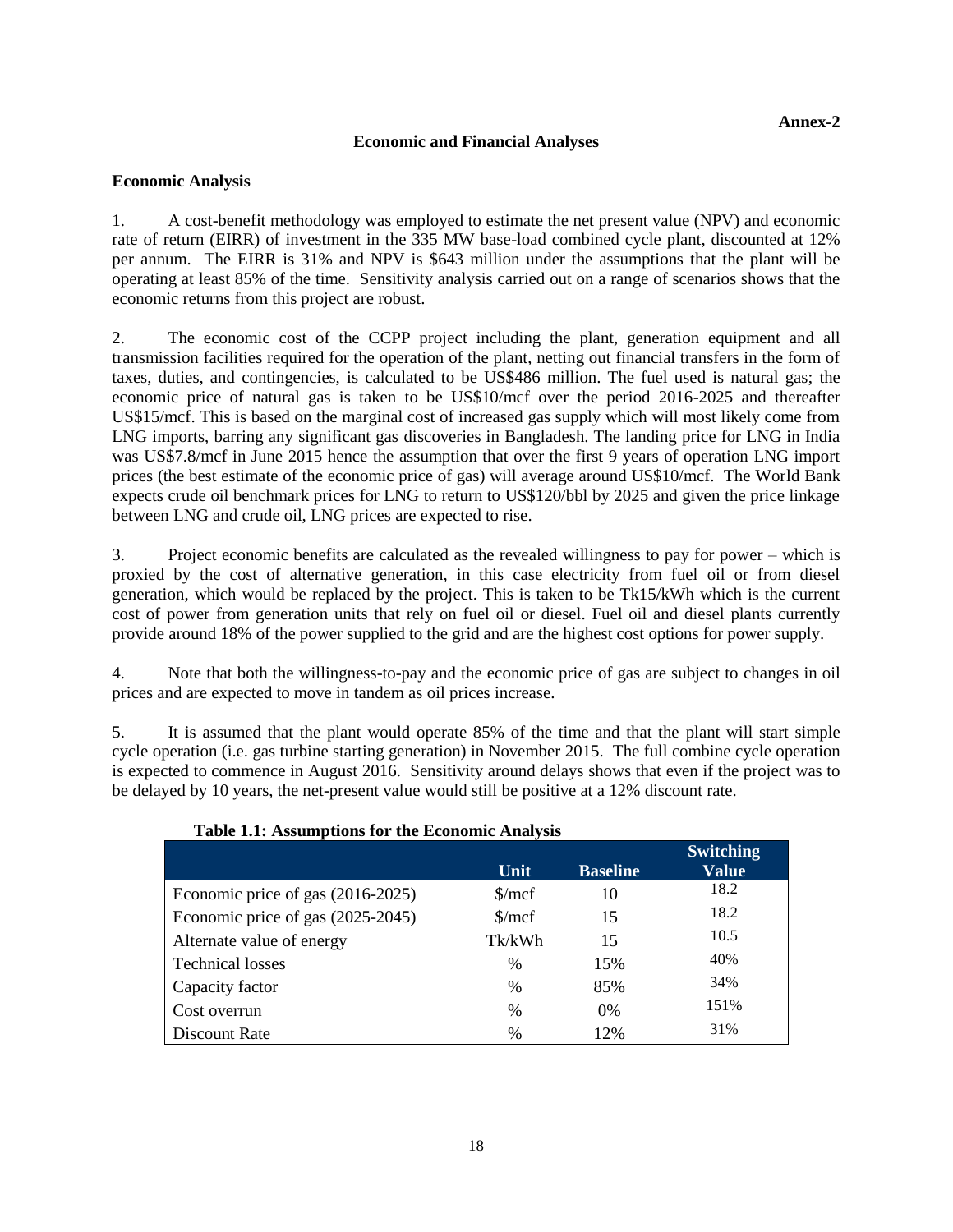**Annex-2**

## Economic and Financial Analyses

### Economic Analysis

1. A cost-benefit methodology was employed to estimate the net present value (NPV) and economic rate of return (EIRR) of investment in the 335 MW base-load combined cycle plant, discounted at 12% per annum. The EIRR is 31% and NPV is $643 million under the assumptions that the plant will be operating at least 85% of the time. Sensitivity analysis carried out on a range of scenarios shows that the economic returns from this project are robust.

2. The economic cost of the CCPP project including the plant, generation equipment and all transmission facilities required for the operation of the plant, netting out financial transfers in the form of taxes, duties, and contingencies, is calculated to be US$486 million. The fuel used is natural gas; the economic price of natural gas is taken to be US$10/mcf over the period 2016-2025 and thereafter US$15/mcf. This is based on the marginal cost of increased gas supply which will most likely come from LNG imports, barring any significant gas discoveries in Bangladesh. The landing price for LNG in India was US$7.8/mcf in June 2015 hence the assumption that over the first 9 years of operation LNG import prices (the best estimate of the economic price of gas) will average around US$10/mcf. The World Bank expects crude oil benchmark prices for LNG to return to US$120/bbl by 2025 and given the price linkage between LNG and crude oil, LNG prices are expected to rise.

3. Project economic benefits are calculated as the revealed willingness to pay for power – which is proxied by the cost of alternative generation, in this case electricity from fuel oil or from diesel generation, which would be replaced by the project. This is taken to be Tk15/kWh which is the current cost of power from generation units that rely on fuel oil or diesel. Fuel oil and diesel plants currently provide around 18% of the power supplied to the grid and are the highest cost options for power supply.

4. Note that both the willingness-to-pay and the economic price of gas are subject to changes in oil prices and are expected to move in tandem as oil prices increase.

5. It is assumed that the plant would operate 85% of the time and that the plant will start simple cycle operation (i.e. gas turbine starting generation) in November 2015. The full combine cycle operation is expected to commence in August 2016. Sensitivity around delays shows that even if the project was to be delayed by 10 years, the net-present value would still be positive at a 12% discount rate.

**Table 1.1: Assumptions for the Economic Analysis**

| | Unit | Baseline | Switching Value |
|---|---|---|---|
| Economic price of gas (2016-2025) | $/mcf | 10 | 18.2 |
| Economic price of gas (2025-2045) | $/mcf | 15 | 18.2 |
| Alternate value of energy | Tk/kWh | 15 | 10.5 |
| Technical losses | % | 15% | 40% |
| Capacity factor | % | 85% | 34% |
| Cost overrun | % | 0% | 151% |
| Discount Rate | % | 12% | 31% |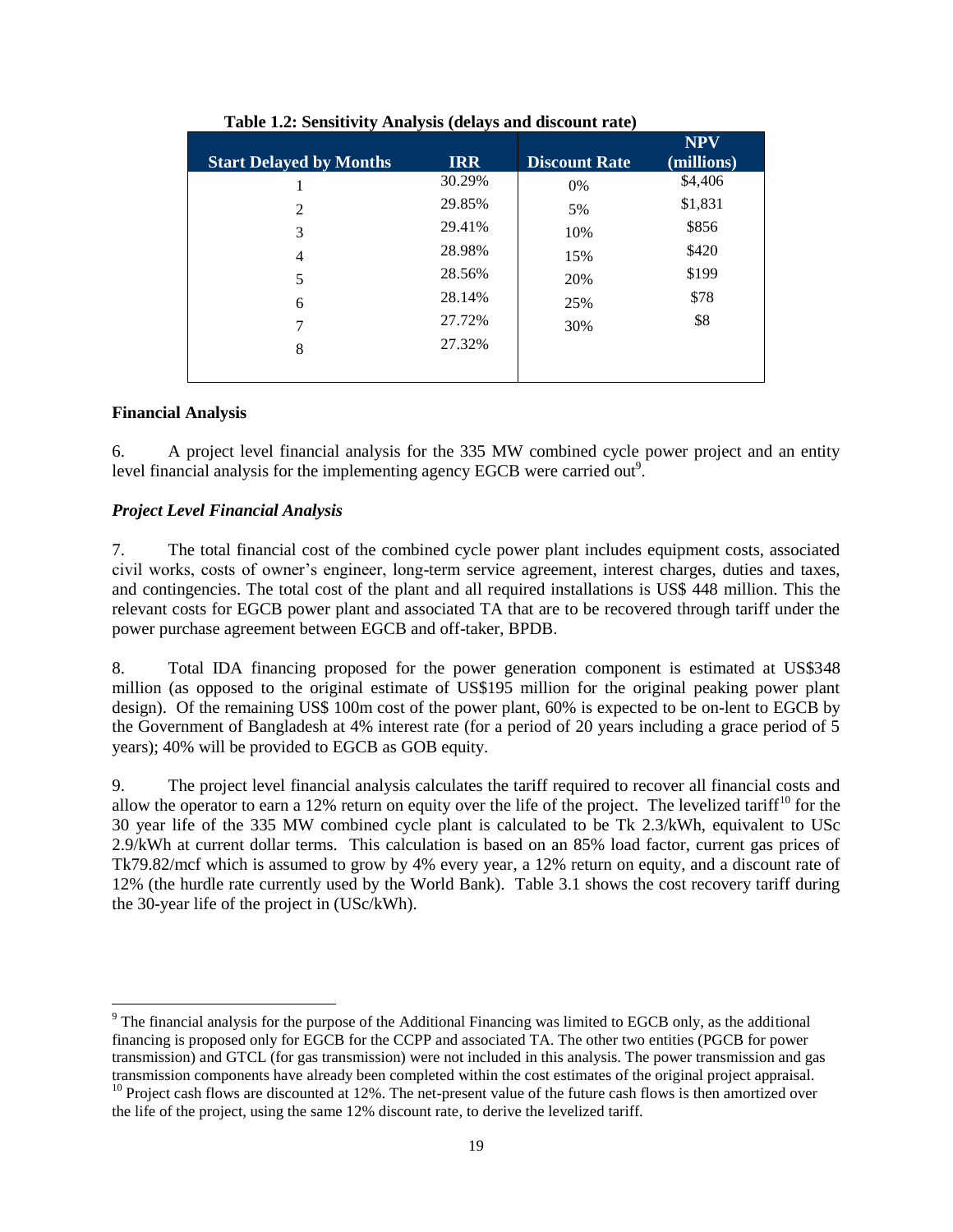**Table 1.2: Sensitivity Analysis (delays and discount rate)**

| Start Delayed by Months | IRR | Discount Rate | NPV (millions) |
|---|---|---|---|
| 1 | 30.29% | 0% | \$4,406 |
| 2 | 29.85% | 5% | \$1,831 |
| 3 | 29.41% | 10% | \$856 |
| 4 | 28.98% | 15% | \$420 |
| 5 | 28.56% | 20% | \$199 |
| 6 | 28.14% | 25% | \$78 |
| 7 | 27.72% | 30% | \$8 |
| 8 | 27.32% | | |

**Financial Analysis**

6. A project level financial analysis for the 335 MW combined cycle power project and an entity level financial analysis for the implementing agency EGCB were carried out[9].

***Project Level Financial Analysis***

7. The total financial cost of the combined cycle power plant includes equipment costs, associated civil works, costs of owner's engineer, long-term service agreement, interest charges, duties and taxes, and contingencies. The total cost of the plant and all required installations is US\$ 448 million. This the relevant costs for EGCB power plant and associated TA that are to be recovered through tariff under the power purchase agreement between EGCB and off-taker, BPDB.

8. Total IDA financing proposed for the power generation component is estimated at US\$348 million (as opposed to the original estimate of US\$195 million for the original peaking power plant design). Of the remaining US\$ 100m cost of the power plant, 60% is expected to be on-lent to EGCB by the Government of Bangladesh at 4% interest rate (for a period of 20 years including a grace period of 5 years); 40% will be provided to EGCB as GOB equity.

9. The project level financial analysis calculates the tariff required to recover all financial costs and allow the operator to earn a 12% return on equity over the life of the project. The levelized tariff[10] for the 30 year life of the 335 MW combined cycle plant is calculated to be Tk 2.3/kWh, equivalent to USc 2.9/kWh at current dollar terms. This calculation is based on an 85% load factor, current gas prices of Tk79.82/mcf which is assumed to grow by 4% every year, a 12% return on equity, and a discount rate of 12% (the hurdle rate currently used by the World Bank). Table 3.1 shows the cost recovery tariff during the 30-year life of the project in (USc/kWh).

---

[9] The financial analysis for the purpose of the Additional Financing was limited to EGCB only, as the additional financing is proposed only for EGCB for the CCPP and associated TA. The other two entities (PGCB for power transmission) and GTCL (for gas transmission) were not included in this analysis. The power transmission and gas transmission components have already been completed within the cost estimates of the original project appraisal.

[10] Project cash flows are discounted at 12%. The net-present value of the future cash flows is then amortized over the life of the project, using the same 12% discount rate, to derive the levelized tariff.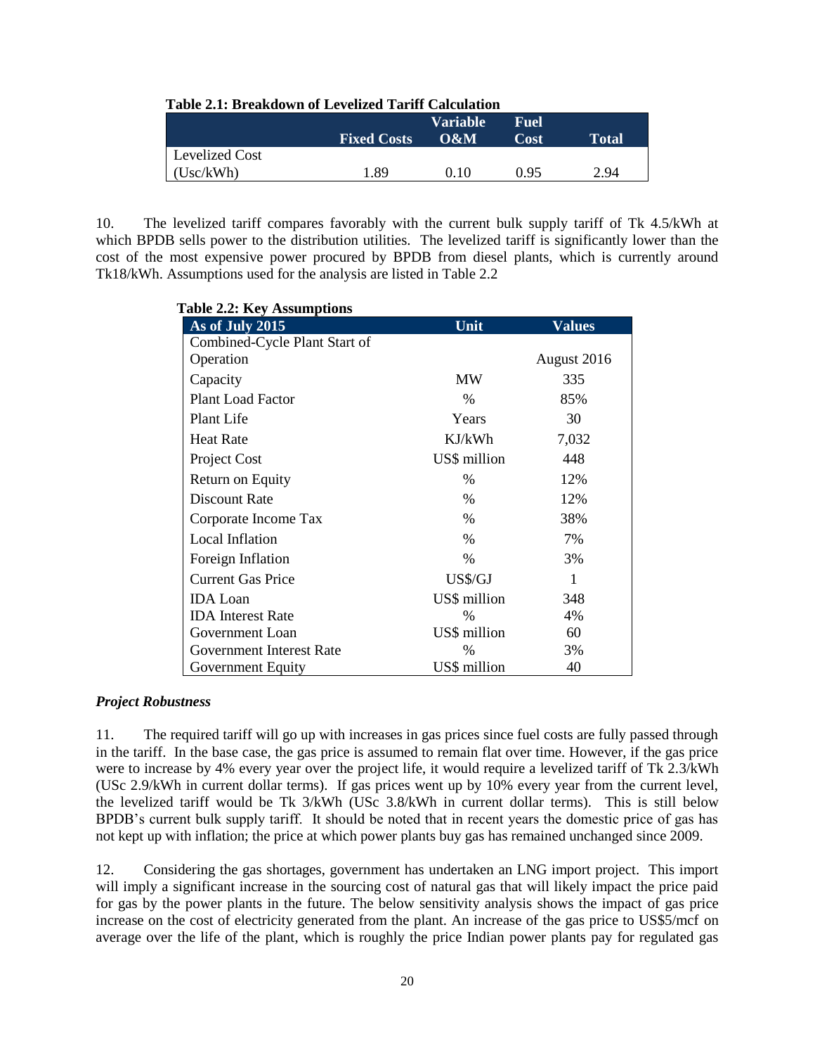**Table 2.1: Breakdown of Levelized Tariff Calculation**

| | Fixed Costs | Variable O&M | Fuel Cost | Total |
|---|---|---|---|---|
| Levelized Cost (Usc/kWh) | 1.89 | 0.10 | 0.95 | 2.94 |

10. The levelized tariff compares favorably with the current bulk supply tariff of Tk 4.5/kWh at which BPDB sells power to the distribution utilities. The levelized tariff is significantly lower than the cost of the most expensive power procured by BPDB from diesel plants, which is currently around Tk18/kWh. Assumptions used for the analysis are listed in Table 2.2

**Table 2.2: Key Assumptions**

| As of July 2015 | Unit | Values |
|---|---|---|
| Combined-Cycle Plant Start of Operation | | August 2016 |
| Capacity | MW | 335 |
| Plant Load Factor | % | 85% |
| Plant Life | Years | 30 |
| Heat Rate | KJ/kWh | 7,032 |
| Project Cost | US$ million | 448 |
| Return on Equity | % | 12% |
| Discount Rate | % | 12% |
| Corporate Income Tax | % | 38% |
| Local Inflation | % | 7% |
| Foreign Inflation | % | 3% |
| Current Gas Price | US$/GJ | 1 |
| IDA Loan | US$ million | 348 |
| IDA Interest Rate | % | 4% |
| Government Loan | US$ million | 60 |
| Government Interest Rate | % | 3% |
| Government Equity | US$ million | 40 |

***Project Robustness***

11. The required tariff will go up with increases in gas prices since fuel costs are fully passed through in the tariff. In the base case, the gas price is assumed to remain flat over time. However, if the gas price were to increase by 4% every year over the project life, it would require a levelized tariff of Tk 2.3/kWh (USc 2.9/kWh in current dollar terms). If gas prices went up by 10% every year from the current level, the levelized tariff would be Tk 3/kWh (USc 3.8/kWh in current dollar terms). This is still below BPDB's current bulk supply tariff. It should be noted that in recent years the domestic price of gas has not kept up with inflation; the price at which power plants buy gas has remained unchanged since 2009.

12. Considering the gas shortages, government has undertaken an LNG import project. This import will imply a significant increase in the sourcing cost of natural gas that will likely impact the price paid for gas by the power plants in the future. The below sensitivity analysis shows the impact of gas price increase on the cost of electricity generated from the plant. An increase of the gas price to US$5/mcf on average over the life of the plant, which is roughly the price Indian power plants pay for regulated gas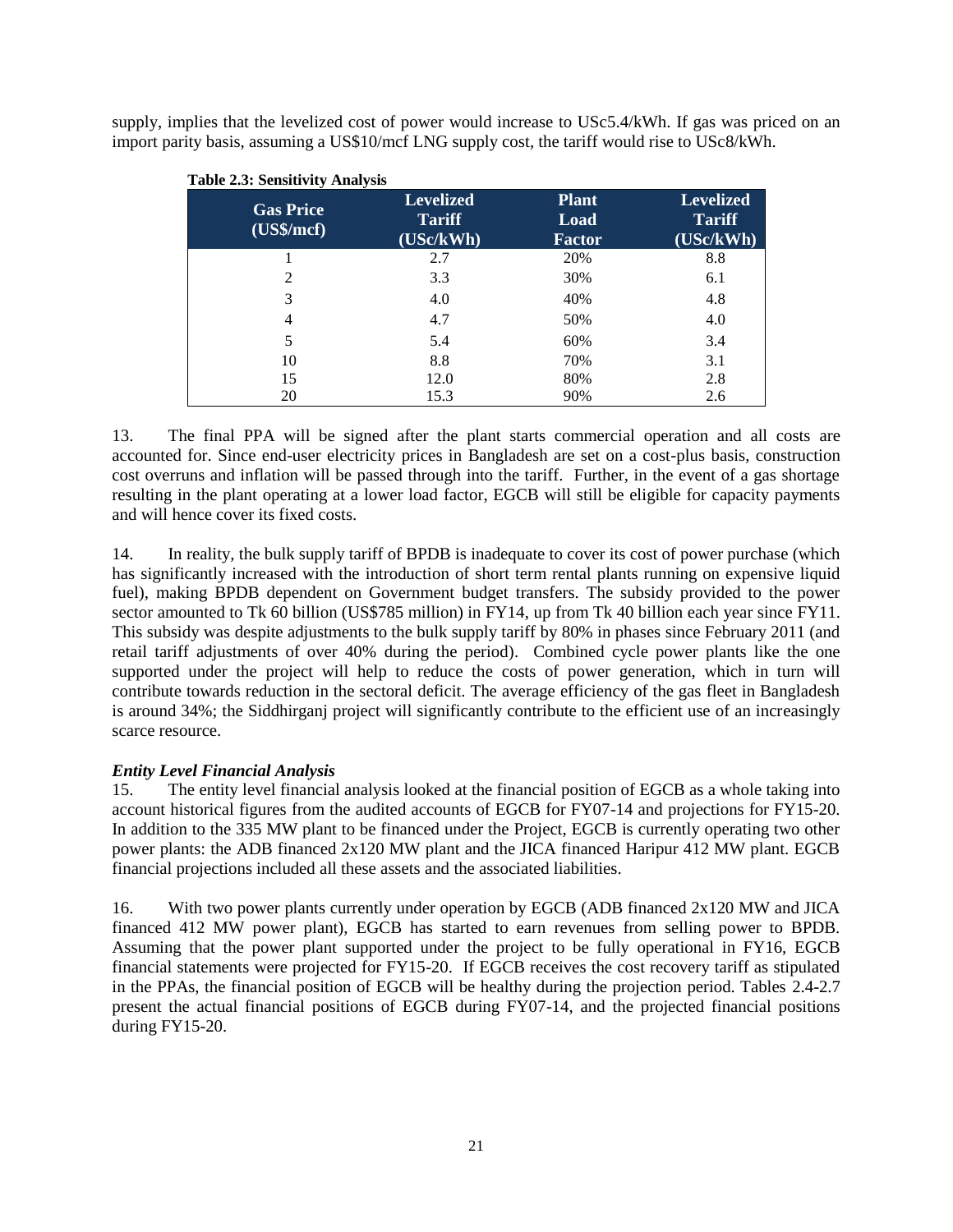supply, implies that the levelized cost of power would increase to USc5.4/kWh. If gas was priced on an import parity basis, assuming a US$10/mcf LNG supply cost, the tariff would rise to USc8/kWh.

**Table 2.3: Sensitivity Analysis**

| Gas Price (US$/mcf) | Levelized Tariff (USc/kWh) | Plant Load Factor | Levelized Tariff (USc/kWh) |
|---|---|---|---|
| 1 | 2.7 | 20% | 8.8 |
| 2 | 3.3 | 30% | 6.1 |
| 3 | 4.0 | 40% | 4.8 |
| 4 | 4.7 | 50% | 4.0 |
| 5 | 5.4 | 60% | 3.4 |
| 10 | 8.8 | 70% | 3.1 |
| 15 | 12.0 | 80% | 2.8 |
| 20 | 15.3 | 90% | 2.6 |

13. The final PPA will be signed after the plant starts commercial operation and all costs are accounted for. Since end-user electricity prices in Bangladesh are set on a cost-plus basis, construction cost overruns and inflation will be passed through into the tariff. Further, in the event of a gas shortage resulting in the plant operating at a lower load factor, EGCB will still be eligible for capacity payments and will hence cover its fixed costs.

14. In reality, the bulk supply tariff of BPDB is inadequate to cover its cost of power purchase (which has significantly increased with the introduction of short term rental plants running on expensive liquid fuel), making BPDB dependent on Government budget transfers. The subsidy provided to the power sector amounted to Tk 60 billion (US$785 million) in FY14, up from Tk 40 billion each year since FY11. This subsidy was despite adjustments to the bulk supply tariff by 80% in phases since February 2011 (and retail tariff adjustments of over 40% during the period). Combined cycle power plants like the one supported under the project will help to reduce the costs of power generation, which in turn will contribute towards reduction in the sectoral deficit. The average efficiency of the gas fleet in Bangladesh is around 34%; the Siddhirganj project will significantly contribute to the efficient use of an increasingly scarce resource.

***Entity Level Financial Analysis***

15. The entity level financial analysis looked at the financial position of EGCB as a whole taking into account historical figures from the audited accounts of EGCB for FY07-14 and projections for FY15-20. In addition to the 335 MW plant to be financed under the Project, EGCB is currently operating two other power plants: the ADB financed 2x120 MW plant and the JICA financed Haripur 412 MW plant. EGCB financial projections included all these assets and the associated liabilities.

16. With two power plants currently under operation by EGCB (ADB financed 2x120 MW and JICA financed 412 MW power plant), EGCB has started to earn revenues from selling power to BPDB. Assuming that the power plant supported under the project to be fully operational in FY16, EGCB financial statements were projected for FY15-20. If EGCB receives the cost recovery tariff as stipulated in the PPAs, the financial position of EGCB will be healthy during the projection period. Tables 2.4-2.7 present the actual financial positions of EGCB during FY07-14, and the projected financial positions during FY15-20.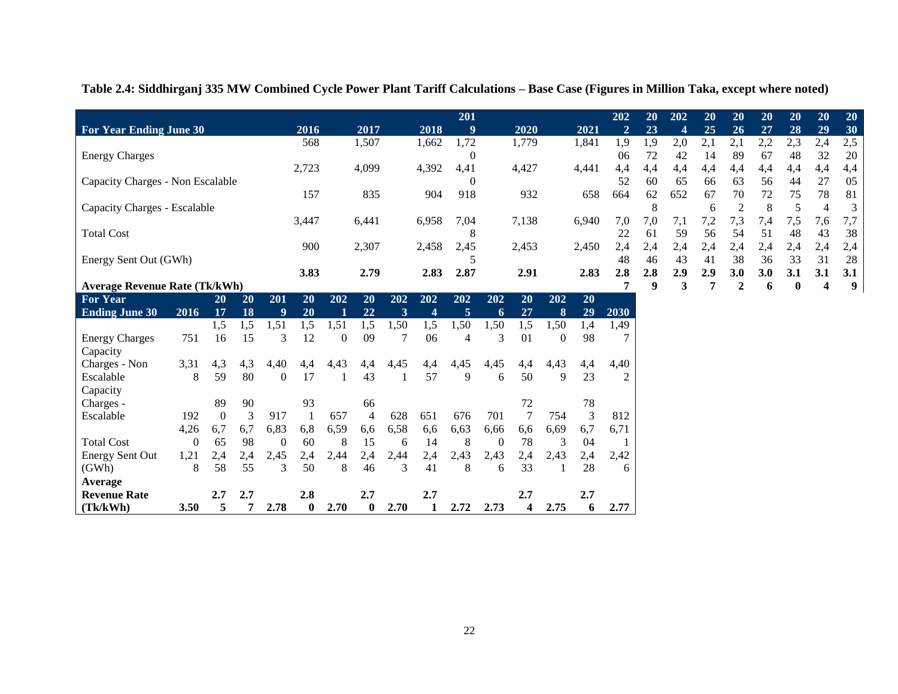**Table 2.4: Siddhirganj 335 MW Combined Cycle Power Plant Tariff Calculations – Base Case (Figures in Million Taka, except where noted)**

| For Year Ending June 30 | 2016 | 2017 | 2018 | 2019 | 2020 | 2021 | 2022 | 2023 | 2024 | 2025 | 2026 | 2027 | 2028 | 2029 | 2030 |
|---|---|---|---|---|---|---|---|---|---|---|---|---|---|---|---|
| Energy Charges | 568 | 1,507 | 1,662 | 1,720 | 1,779 | 1,841 | 1,906 | 1,972 | 2,042 | 2,114 | 2,189 | 2,267 | 2,348 | 2,432 | 2,520 |
| Capacity Charges - Non Escalable | 2,723 | 4,099 | 4,392 | 4,410 | 4,427 | 4,441 | 4,452 | 4,460 | 4,465 | 4,466 | 4,463 | 4,456 | 4,444 | 4,427 | 4,405 |
| Capacity Charges - Escalable | 157 | 835 | 904 | 918 | 932 | 658 | 664 | 628 | 652 | 676 | 702 | 728 | 755 | 784 | 813 |
| Total Cost | 3,447 | 6,441 | 6,958 | 7,048 | 7,138 | 6,940 | 7,022 | 7,061 | 7,159 | 7,256 | 7,354 | 7,451 | 7,548 | 7,643 | 7,738 |
| Energy Sent Out (GWh) | 900 | 2,307 | 2,458 | 2,455 | 2,453 | 2,450 | 2,448 | 2,446 | 2,443 | 2,441 | 2,438 | 2,436 | 2,433 | 2,431 | 2,428 |
| **Average Revenue Rate (Tk/kWh)** | **3.83** | **2.79** | **2.83** | **2.87** | **2.91** | **2.83** | **2.87** | **2.89** | **2.93** | **2.97** | **3.02** | **3.06** | **3.10** | **3.14** | **3.19** |

| For Year Ending June 30 | 2016 | 2017 | 2018 | 2019 | 2020 | 2021 | 2022 | 2023 | 2024 | 2025 | 2026 | 2027 | 2028 | 2029 | 2030 |
|---|---|---|---|---|---|---|---|---|---|---|---|---|---|---|---|
| Energy Charges | 751 | 1,516 | 1,515 | 1,513 | 1,512 | 1,510 | 1,509 | 1,507 | 1,506 | 1,504 | 1,503 | 1,501 | 1,500 | 1,498 | 1,497 |
| Capacity Charges - Non Escalable | 3,318 | 4,359 | 4,380 | 4,400 | 4,417 | 4,431 | 4,443 | 4,451 | 4,457 | 4,459 | 4,456 | 4,450 | 4,439 | 4,423 | 4,402 |
| Capacity Charges - Escalable | 192 | 890 | 903 | 917 | 931 | 657 | 664 | 628 | 651 | 676 | 701 | 727 | 754 | 783 | 812 |
| Total Cost | 4,260 | 6,765 | 6,798 | 6,830 | 6,860 | 6,598 | 6,615 | 6,586 | 6,614 | 6,638 | 6,660 | 6,678 | 6,693 | 6,704 | 6,711 |
| Energy Sent Out (GWh) | 1,218 | 2,458 | 2,455 | 2,453 | 2,450 | 2,448 | 2,446 | 2,443 | 2,441 | 2,438 | 2,436 | 2,433 | 2,431 | 2,428 | 2,426 |
| **Average Revenue Rate (Tk/kWh)** | **3.50** | **2.75** | **2.77** | **2.78** | **2.80** | **2.70** | **2.70** | **2.70** | **2.71** | **2.72** | **2.73** | **2.74** | **2.75** | **2.76** | **2.77** |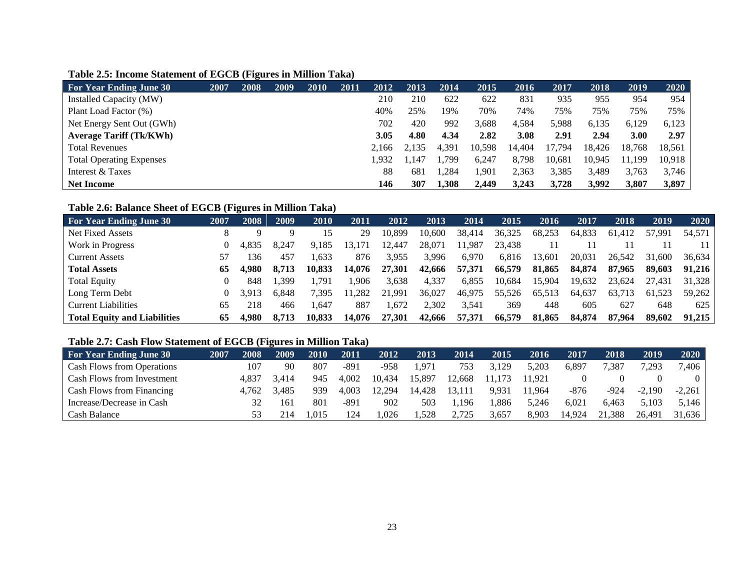**Table 2.5: Income Statement of EGCB (Figures in Million Taka)**

| For Year Ending June 30 | 2007 | 2008 | 2009 | 2010 | 2011 | 2012 | 2013 | 2014 | 2015 | 2016 | 2017 | 2018 | 2019 | 2020 |
|---|---|---|---|---|---|---|---|---|---|---|---|---|---|---|
| Installed Capacity (MW) | | | | | | 210 | 210 | 622 | 622 | 831 | 935 | 955 | 954 | 954 |
| Plant Load Factor (%) | | | | | | 40% | 25% | 19% | 70% | 74% | 75% | 75% | 75% | 75% |
| Net Energy Sent Out (GWh) | | | | | | 702 | 420 | 992 | 3,688 | 4,584 | 5,988 | 6,135 | 6,129 | 6,123 |
| **Average Tariff (Tk/KWh)** | | | | | | **3.05** | **4.80** | **4.34** | **2.82** | **3.08** | **2.91** | **2.94** | **3.00** | **2.97** |
| Total Revenues | | | | | | 2,166 | 2,135 | 4,391 | 10,598 | 14,404 | 17,794 | 18,426 | 18,768 | 18,561 |
| Total Operating Expenses | | | | | | 1,932 | 1,147 | 1,799 | 6,247 | 8,798 | 10,681 | 10,945 | 11,199 | 10,918 |
| Interest & Taxes | | | | | | 88 | 681 | 1,284 | 1,901 | 2,363 | 3,385 | 3,489 | 3,763 | 3,746 |
| **Net Income** | | | | | | **146** | **307** | **1,308** | **2,449** | **3,243** | **3,728** | **3,992** | **3,807** | **3,897** |

**Table 2.6: Balance Sheet of EGCB (Figures in Million Taka)**

| For Year Ending June 30 | 2007 | 2008 | 2009 | 2010 | 2011 | 2012 | 2013 | 2014 | 2015 | 2016 | 2017 | 2018 | 2019 | 2020 |
|---|---|---|---|---|---|---|---|---|---|---|---|---|---|---|
| Net Fixed Assets | 8 | 9 | 9 | 15 | 29 | 10,899 | 10,600 | 38,414 | 36,325 | 68,253 | 64,833 | 61,412 | 57,991 | 54,571 |
| Work in Progress | 0 | 4,835 | 8,247 | 9,185 | 13,171 | 12,447 | 28,071 | 11,987 | 23,438 | 11 | 11 | 11 | 11 | 11 |
| Current Assets | 57 | 136 | 457 | 1,633 | 876 | 3,955 | 3,996 | 6,970 | 6,816 | 13,601 | 20,031 | 26,542 | 31,600 | 36,634 |
| **Total Assets** | **65** | **4,980** | **8,713** | **10,833** | **14,076** | **27,301** | **42,666** | **57,371** | **66,579** | **81,865** | **84,874** | **87,965** | **89,603** | **91,216** |
| Total Equity | 0 | 848 | 1,399 | 1,791 | 1,906 | 3,638 | 4,337 | 6,855 | 10,684 | 15,904 | 19,632 | 23,624 | 27,431 | 31,328 |
| Long Term Debt | 0 | 3,913 | 6,848 | 7,395 | 11,282 | 21,991 | 36,027 | 46,975 | 55,526 | 65,513 | 64,637 | 63,713 | 61,523 | 59,262 |
| Current Liabilities | 65 | 218 | 466 | 1,647 | 887 | 1,672 | 2,302 | 3,541 | 369 | 448 | 605 | 627 | 648 | 625 |
| **Total Equity and Liabilities** | **65** | **4,980** | **8,713** | **10,833** | **14,076** | **27,301** | **42,666** | **57,371** | **66,579** | **81,865** | **84,874** | **87,964** | **89,602** | **91,215** |

**Table 2.7: Cash Flow Statement of EGCB (Figures in Million Taka)**

| For Year Ending June 30 | 2007 | 2008 | 2009 | 2010 | 2011 | 2012 | 2013 | 2014 | 2015 | 2016 | 2017 | 2018 | 2019 | 2020 |
|---|---|---|---|---|---|---|---|---|---|---|---|---|---|---|
| Cash Flows from Operations | | 107 | 90 | 807 | -891 | -958 | 1,971 | 753 | 3,129 | 5,203 | 6,897 | 7,387 | 7,293 | 7,406 |
| Cash Flows from Investment | | 4,837 | 3,414 | 945 | 4,002 | 10,434 | 15,897 | 12,668 | 11,173 | 11,921 | 0 | 0 | 0 | 0 |
| Cash Flows from Financing | | 4,762 | 3,485 | 939 | 4,003 | 12,294 | 14,428 | 13,111 | 9,931 | 11,964 | -876 | -924 | -2,190 | -2,261 |
| Increase/Decrease in Cash | | 32 | 161 | 801 | -891 | 902 | 503 | 1,196 | 1,886 | 5,246 | 6,021 | 6,463 | 5,103 | 5,146 |
| Cash Balance | | 53 | 214 | 1,015 | 124 | 1,026 | 1,528 | 2,725 | 3,657 | 8,903 | 14,924 | 21,388 | 26,491 | 31,636 |